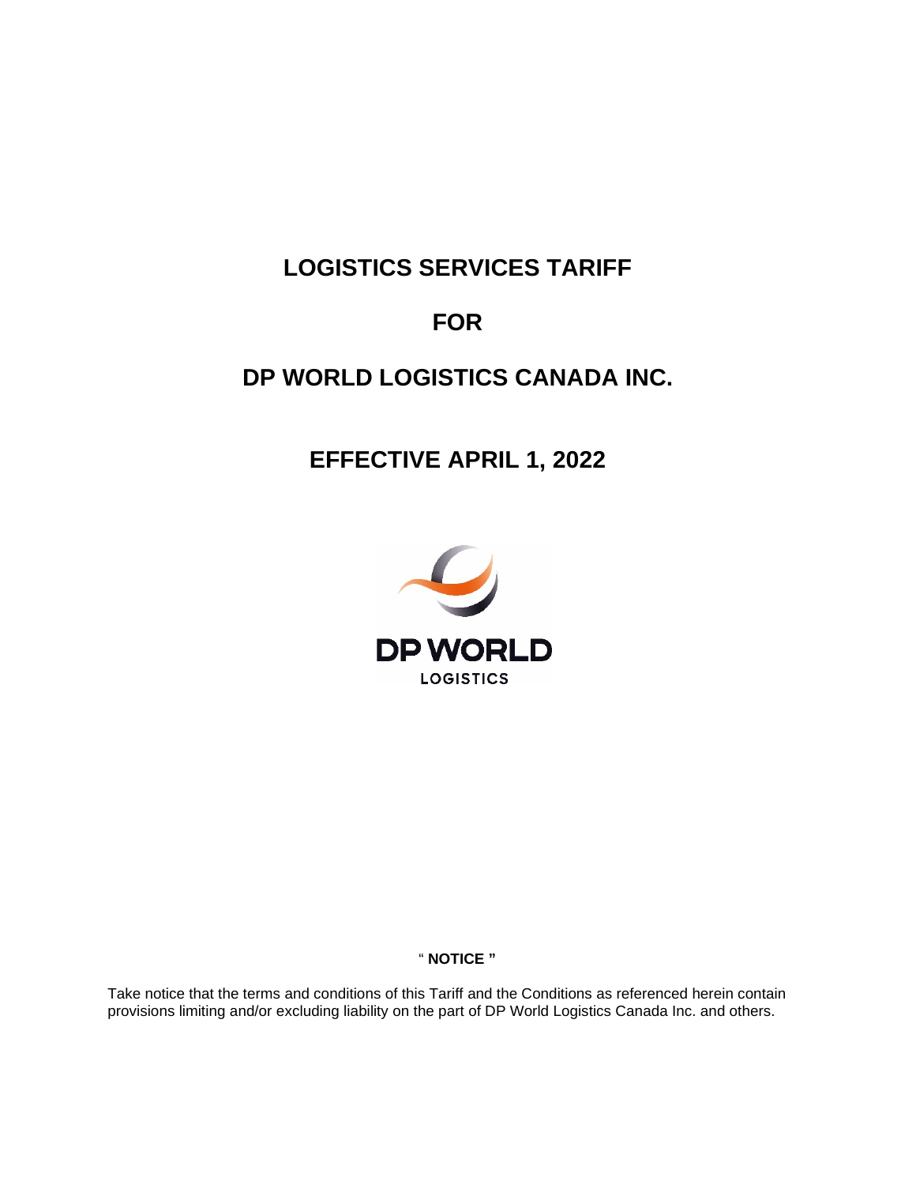# LOGISTICS SERVICES TARIFF

# FOR

# DP WORLD LOGISTICS CANADA INC.

# EFFECTIVE APRIL 1, 2022

DP WORLD
LOGISTICS

“ **NOTICE** ”

Take notice that the terms and conditions of this Tariff and the Conditions as referenced herein contain provisions limiting and/or excluding liability on the part of DP World Logistics Canada Inc. and others.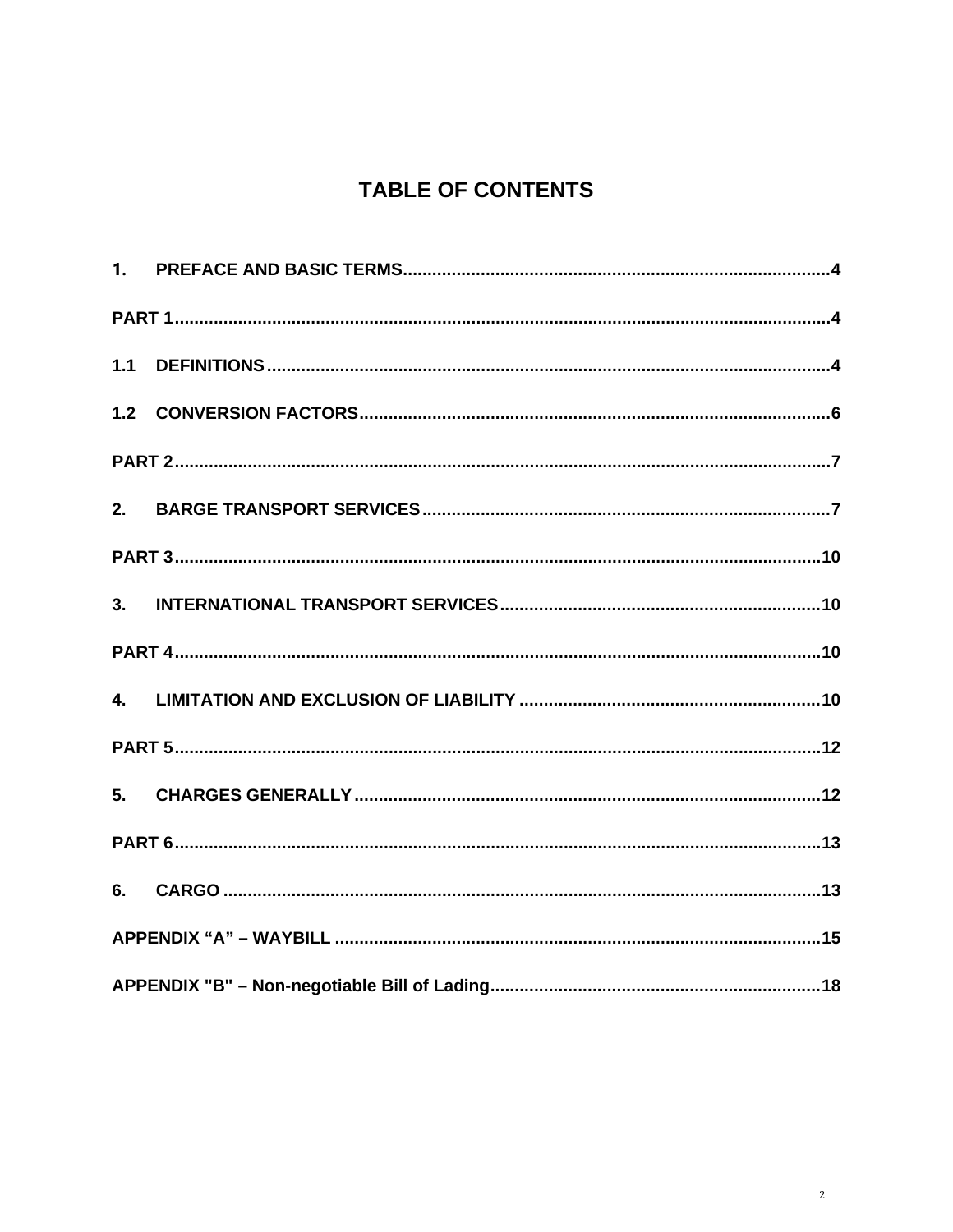# TABLE OF CONTENTS

| | |
|---|---|
| 1. PREFACE AND BASIC TERMS | 4 |
| PART 1 | 4 |
| 1.1 DEFINITIONS | 4 |
| 1.2 CONVERSION FACTORS | 6 |
| PART 2 | 7 |
| 2. BARGE TRANSPORT SERVICES | 7 |
| PART 3 | 10 |
| 3. INTERNATIONAL TRANSPORT SERVICES | 10 |
| PART 4 | 10 |
| 4. LIMITATION AND EXCLUSION OF LIABILITY | 10 |
| PART 5 | 12 |
| 5. CHARGES GENERALLY | 12 |
| PART 6 | 13 |
| 6. CARGO | 13 |
| APPENDIX "A" – WAYBILL | 15 |
| APPENDIX "B" – Non-negotiable Bill of Lading | 18 |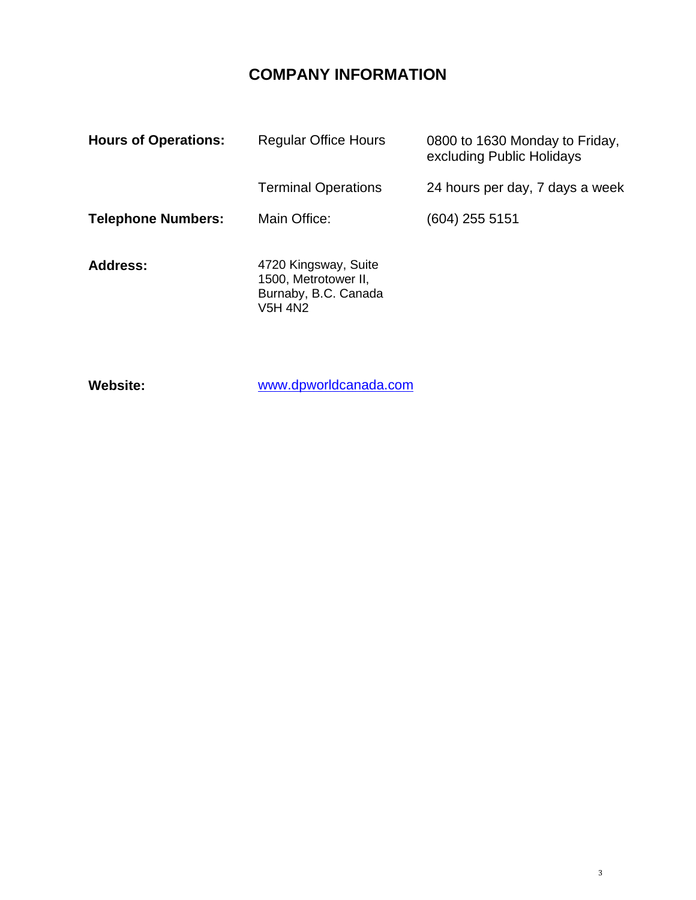# COMPANY INFORMATION

| | | |
|---|---|---|
| **Hours of Operations:** | Regular Office Hours | 0800 to 1630 Monday to Friday, excluding Public Holidays |
| | Terminal Operations | 24 hours per day, 7 days a week |
| **Telephone Numbers:** | Main Office: | (604) 255 5151 |
| **Address:** | 4720 Kingsway, Suite 1500, Metrotower II, Burnaby, B.C. Canada V5H 4N2 | |
| **Website:** | www.dpworldcanada.com | |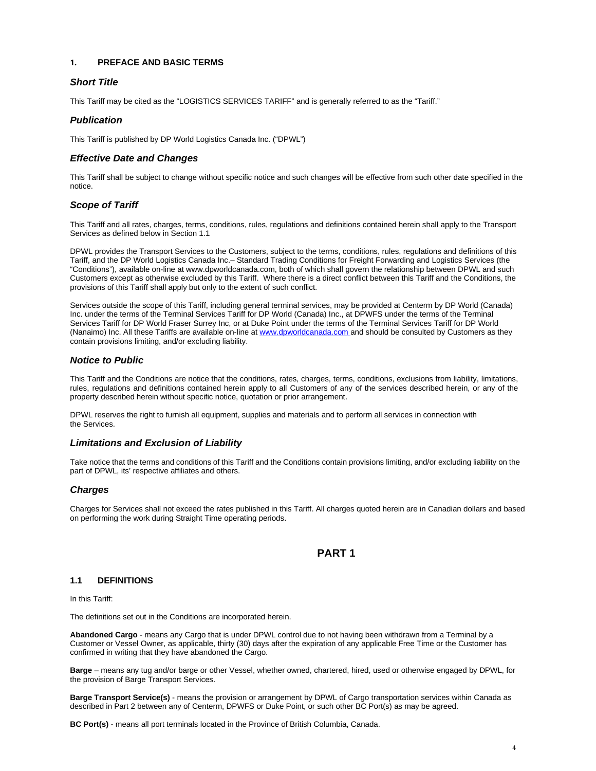## 1. PREFACE AND BASIC TERMS

### *Short Title*

This Tariff may be cited as the "LOGISTICS SERVICES TARIFF" and is generally referred to as the "Tariff."

### *Publication*

This Tariff is published by DP World Logistics Canada Inc. ("DPWL")

### *Effective Date and Changes*

This Tariff shall be subject to change without specific notice and such changes will be effective from such other date specified in the notice.

### *Scope of Tariff*

This Tariff and all rates, charges, terms, conditions, rules, regulations and definitions contained herein shall apply to the Transport Services as defined below in Section 1.1

DPWL provides the Transport Services to the Customers, subject to the terms, conditions, rules, regulations and definitions of this Tariff, and the DP World Logistics Canada Inc.– Standard Trading Conditions for Freight Forwarding and Logistics Services (the "Conditions"), available on-line at www.dpworldcanada.com, both of which shall govern the relationship between DPWL and such Customers except as otherwise excluded by this Tariff. Where there is a direct conflict between this Tariff and the Conditions, the provisions of this Tariff shall apply but only to the extent of such conflict.

Services outside the scope of this Tariff, including general terminal services, may be provided at Centerm by DP World (Canada) Inc. under the terms of the Terminal Services Tariff for DP World (Canada) Inc., at DPWFS under the terms of the Terminal Services Tariff for DP World Fraser Surrey Inc, or at Duke Point under the terms of the Terminal Services Tariff for DP World (Nanaimo) Inc. All these Tariffs are available on-line at www.dpworldcanada.com and should be consulted by Customers as they contain provisions limiting, and/or excluding liability.

### *Notice to Public*

This Tariff and the Conditions are notice that the conditions, rates, charges, terms, conditions, exclusions from liability, limitations, rules, regulations and definitions contained herein apply to all Customers of any of the services described herein, or any of the property described herein without specific notice, quotation or prior arrangement.

DPWL reserves the right to furnish all equipment, supplies and materials and to perform all services in connection with the Services.

### *Limitations and Exclusion of Liability*

Take notice that the terms and conditions of this Tariff and the Conditions contain provisions limiting, and/or excluding liability on the part of DPWL, its' respective affiliates and others.

### *Charges*

Charges for Services shall not exceed the rates published in this Tariff. All charges quoted herein are in Canadian dollars and based on performing the work during Straight Time operating periods.

# PART 1

## 1.1 DEFINITIONS

In this Tariff:

The definitions set out in the Conditions are incorporated herein.

**Abandoned Cargo** - means any Cargo that is under DPWL control due to not having been withdrawn from a Terminal by a Customer or Vessel Owner, as applicable, thirty (30) days after the expiration of any applicable Free Time or the Customer has confirmed in writing that they have abandoned the Cargo.

**Barge** – means any tug and/or barge or other Vessel, whether owned, chartered, hired, used or otherwise engaged by DPWL, for the provision of Barge Transport Services.

**Barge Transport Service(s)** - means the provision or arrangement by DPWL of Cargo transportation services within Canada as described in Part 2 between any of Centerm, DPWFS or Duke Point, or such other BC Port(s) as may be agreed.

**BC Port(s)** - means all port terminals located in the Province of British Columbia, Canada.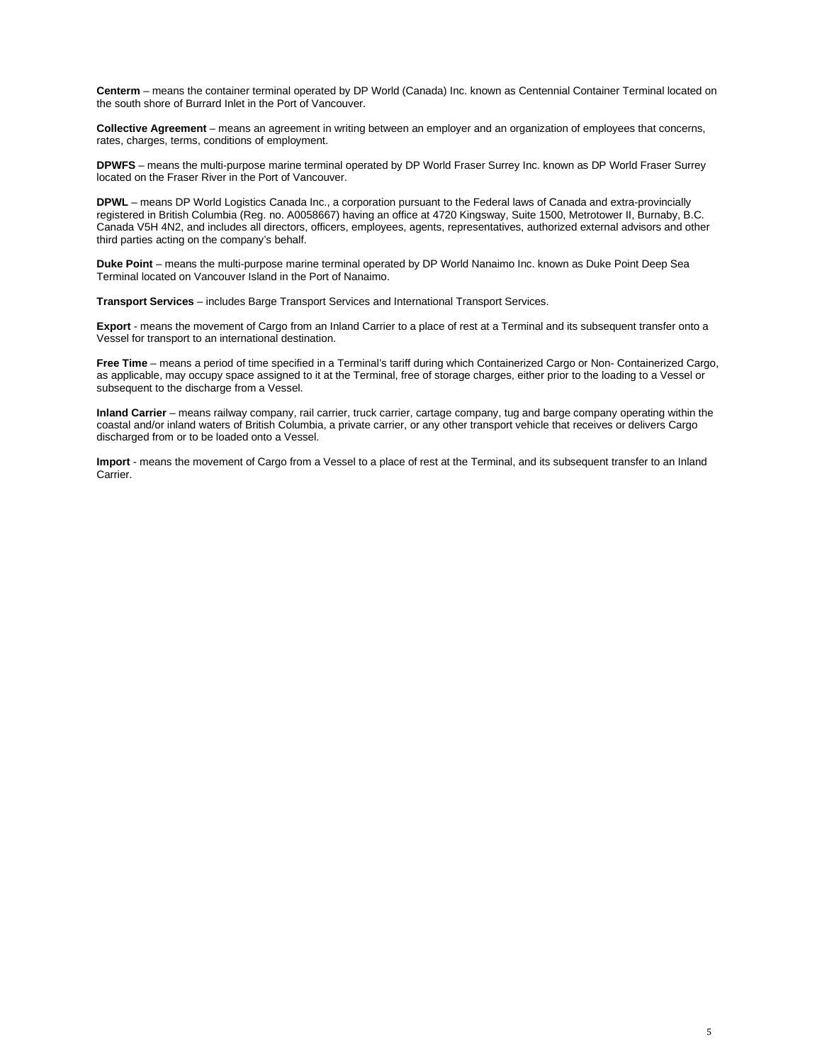**Centerm** – means the container terminal operated by DP World (Canada) Inc. known as Centennial Container Terminal located on the south shore of Burrard Inlet in the Port of Vancouver.

**Collective Agreement** – means an agreement in writing between an employer and an organization of employees that concerns, rates, charges, terms, conditions of employment.

**DPWFS** – means the multi-purpose marine terminal operated by DP World Fraser Surrey Inc. known as DP World Fraser Surrey located on the Fraser River in the Port of Vancouver.

**DPWL** – means DP World Logistics Canada Inc., a corporation pursuant to the Federal laws of Canada and extra-provincially registered in British Columbia (Reg. no. A0058667) having an office at 4720 Kingsway, Suite 1500, Metrotower II, Burnaby, B.C. Canada V5H 4N2, and includes all directors, officers, employees, agents, representatives, authorized external advisors and other third parties acting on the company's behalf.

**Duke Point** – means the multi-purpose marine terminal operated by DP World Nanaimo Inc. known as Duke Point Deep Sea Terminal located on Vancouver Island in the Port of Nanaimo.

**Transport Services** – includes Barge Transport Services and International Transport Services.

**Export** - means the movement of Cargo from an Inland Carrier to a place of rest at a Terminal and its subsequent transfer onto a Vessel for transport to an international destination.

**Free Time** – means a period of time specified in a Terminal's tariff during which Containerized Cargo or Non- Containerized Cargo, as applicable, may occupy space assigned to it at the Terminal, free of storage charges, either prior to the loading to a Vessel or subsequent to the discharge from a Vessel.

**Inland Carrier** – means railway company, rail carrier, truck carrier, cartage company, tug and barge company operating within the coastal and/or inland waters of British Columbia, a private carrier, or any other transport vehicle that receives or delivers Cargo discharged from or to be loaded onto a Vessel.

**Import** - means the movement of Cargo from a Vessel to a place of rest at the Terminal, and its subsequent transfer to an Inland Carrier.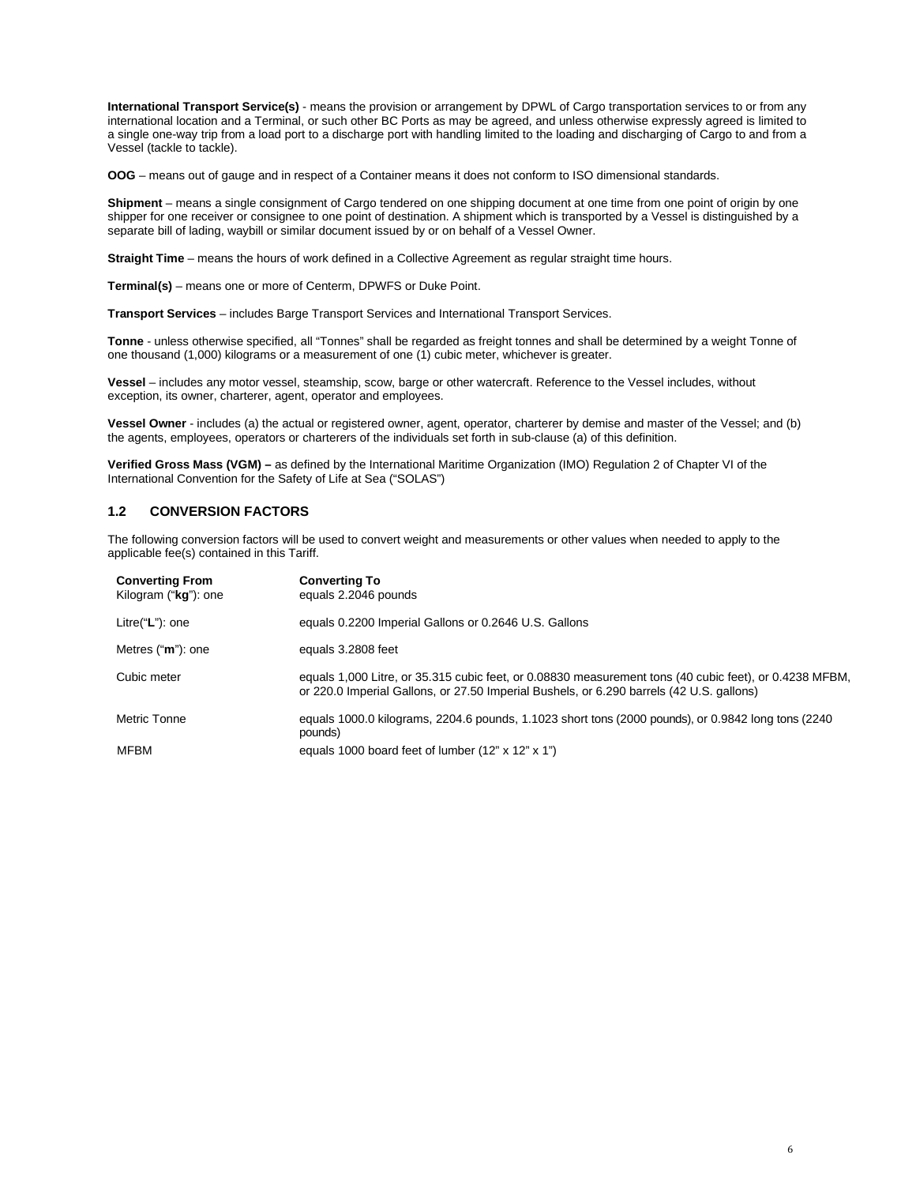**International Transport Service(s)** - means the provision or arrangement by DPWL of Cargo transportation services to or from any international location and a Terminal, or such other BC Ports as may be agreed, and unless otherwise expressly agreed is limited to a single one-way trip from a load port to a discharge port with handling limited to the loading and discharging of Cargo to and from a Vessel (tackle to tackle).

**OOG** – means out of gauge and in respect of a Container means it does not conform to ISO dimensional standards.

**Shipment** – means a single consignment of Cargo tendered on one shipping document at one time from one point of origin by one shipper for one receiver or consignee to one point of destination. A shipment which is transported by a Vessel is distinguished by a separate bill of lading, waybill or similar document issued by or on behalf of a Vessel Owner.

**Straight Time** – means the hours of work defined in a Collective Agreement as regular straight time hours.

**Terminal(s)** – means one or more of Centerm, DPWFS or Duke Point.

**Transport Services** – includes Barge Transport Services and International Transport Services.

**Tonne** - unless otherwise specified, all "Tonnes" shall be regarded as freight tonnes and shall be determined by a weight Tonne of one thousand (1,000) kilograms or a measurement of one (1) cubic meter, whichever is greater.

**Vessel** – includes any motor vessel, steamship, scow, barge or other watercraft. Reference to the Vessel includes, without exception, its owner, charterer, agent, operator and employees.

**Vessel Owner** - includes (a) the actual or registered owner, agent, operator, charterer by demise and master of the Vessel; and (b) the agents, employees, operators or charterers of the individuals set forth in sub-clause (a) of this definition.

**Verified Gross Mass (VGM) –** as defined by the International Maritime Organization (IMO) Regulation 2 of Chapter VI of the International Convention for the Safety of Life at Sea ("SOLAS")

## 1.2 CONVERSION FACTORS

The following conversion factors will be used to convert weight and measurements or other values when needed to apply to the applicable fee(s) contained in this Tariff.

| Converting From | Converting To |
|---|---|
| Kilogram ("**kg**"): one | equals 2.2046 pounds |
| Litre("**L**"): one | equals 0.2200 Imperial Gallons or 0.2646 U.S. Gallons |
| Metres ("**m**"): one | equals 3.2808 feet |
| Cubic meter | equals 1,000 Litre, or 35.315 cubic feet, or 0.08830 measurement tons (40 cubic feet), or 0.4238 MFBM, or 220.0 Imperial Gallons, or 27.50 Imperial Bushels, or 6.290 barrels (42 U.S. gallons) |
| Metric Tonne | equals 1000.0 kilograms, 2204.6 pounds, 1.1023 short tons (2000 pounds), or 0.9842 long tons (2240 pounds) |
| MFBM | equals 1000 board feet of lumber (12" x 12" x 1") |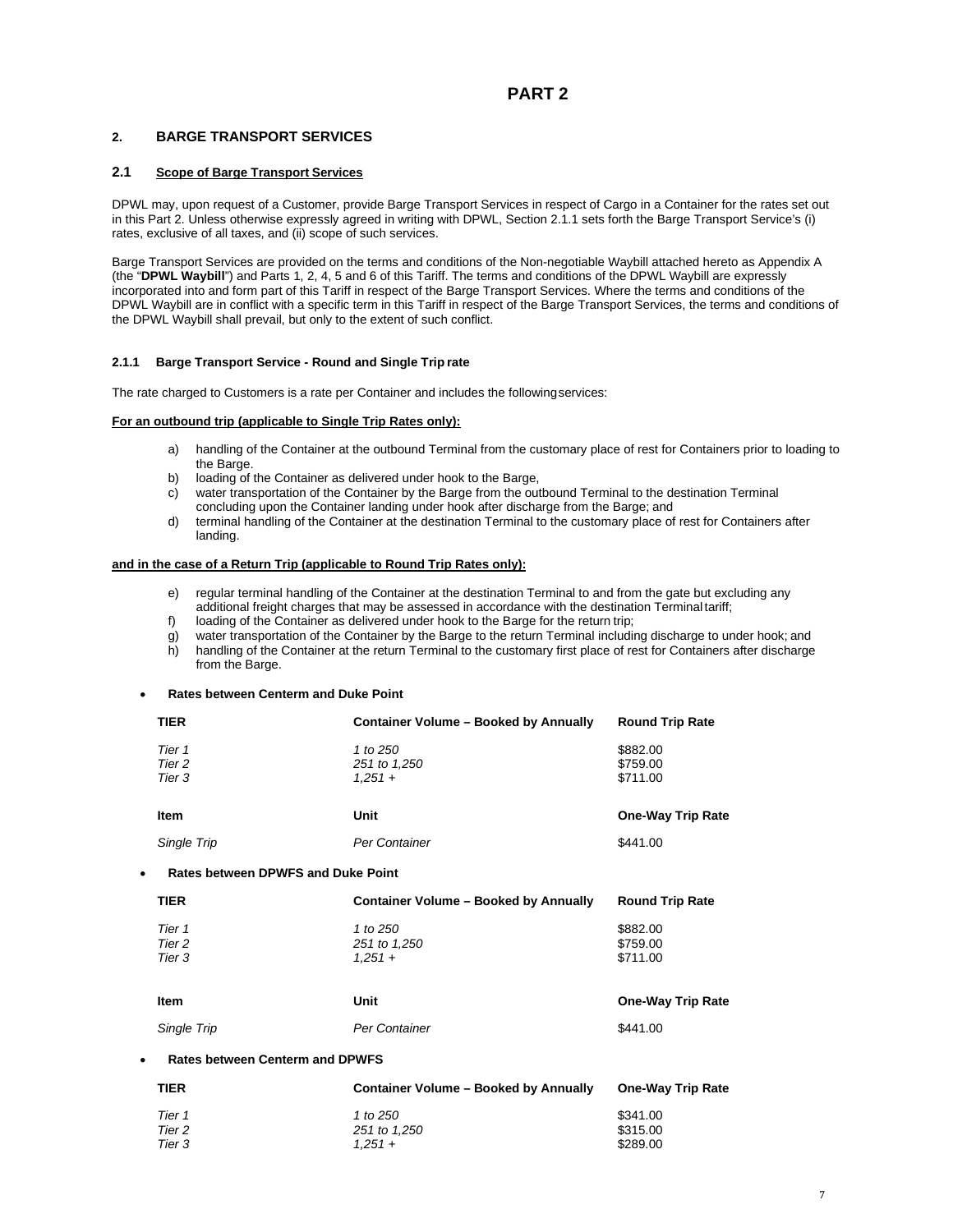# PART 2

## 2. BARGE TRANSPORT SERVICES

### 2.1 Scope of Barge Transport Services

DPWL may, upon request of a Customer, provide Barge Transport Services in respect of Cargo in a Container for the rates set out in this Part 2. Unless otherwise expressly agreed in writing with DPWL, Section 2.1.1 sets forth the Barge Transport Service's (i) rates, exclusive of all taxes, and (ii) scope of such services.

Barge Transport Services are provided on the terms and conditions of the Non-negotiable Waybill attached hereto as Appendix A (the "**DPWL Waybill**") and Parts 1, 2, 4, 5 and 6 of this Tariff. The terms and conditions of the DPWL Waybill are expressly incorporated into and form part of this Tariff in respect of the Barge Transport Services. Where the terms and conditions of the DPWL Waybill are in conflict with a specific term in this Tariff in respect of the Barge Transport Services, the terms and conditions of the DPWL Waybill shall prevail, but only to the extent of such conflict.

#### 2.1.1 Barge Transport Service - Round and Single Trip rate

The rate charged to Customers is a rate per Container and includes the following services:

**For an outbound trip (applicable to Single Trip Rates only):**

a) handling of the Container at the outbound Terminal from the customary place of rest for Containers prior to loading to the Barge.
b) loading of the Container as delivered under hook to the Barge,
c) water transportation of the Container by the Barge from the outbound Terminal to the destination Terminal concluding upon the Container landing under hook after discharge from the Barge; and
d) terminal handling of the Container at the destination Terminal to the customary place of rest for Containers after landing.

**and in the case of a Return Trip (applicable to Round Trip Rates only):**

e) regular terminal handling of the Container at the destination Terminal to and from the gate but excluding any additional freight charges that may be assessed in accordance with the destination Terminal tariff;
f) loading of the Container as delivered under hook to the Barge for the return trip;
g) water transportation of the Container by the Barge to the return Terminal including discharge to under hook; and
h) handling of the Container at the return Terminal to the customary first place of rest for Containers after discharge from the Barge.

- **Rates between Centerm and Duke Point**

| TIER | Container Volume – Booked by Annually | Round Trip Rate |
|---|---|---|
| *Tier 1* | *1 to 250* | $882.00 |
| *Tier 2* | *251 to 1,250* | $759.00 |
| *Tier 3* | *1,251 +* | $711.00 |

| Item | Unit | One-Way Trip Rate |
|---|---|---|
| *Single Trip* | *Per Container* | $441.00 |

- **Rates between DPWFS and Duke Point**

| TIER | Container Volume – Booked by Annually | Round Trip Rate |
|---|---|---|
| *Tier 1* | *1 to 250* | $882.00 |
| *Tier 2* | *251 to 1,250* | $759.00 |
| *Tier 3* | *1,251 +* | $711.00 |

| Item | Unit | One-Way Trip Rate |
|---|---|---|
| *Single Trip* | *Per Container* | $441.00 |

- **Rates between Centerm and DPWFS**

| TIER | Container Volume – Booked by Annually | One-Way Trip Rate |
|---|---|---|
| *Tier 1* | *1 to 250* | $341.00 |
| *Tier 2* | *251 to 1,250* | $315.00 |
| *Tier 3* | *1,251 +* | $289.00 |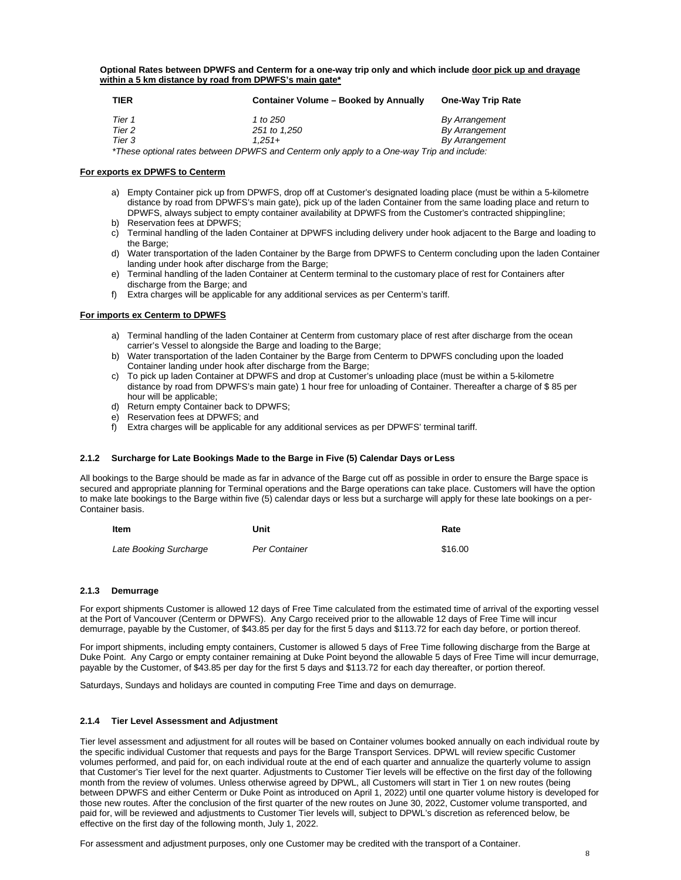**Optional Rates between DPWFS and Centerm for a one-way trip only and which include <u>door pick up and drayage within a 5 km distance by road from DPWFS's main gate</u>***

| TIER | Container Volume – Booked by Annually | One-Way Trip Rate |
|---|---|---|
| *Tier 1* | *1 to 250* | *By Arrangement* |
| *Tier 2* | *251 to 1,250* | *By Arrangement* |
| *Tier 3* | *1,251+* | *By Arrangement* |

**These optional rates between DPWFS and Centerm only apply to a One-way Trip and include:*

**For exports ex DPWFS to Centerm**

a) Empty Container pick up from DPWFS, drop off at Customer's designated loading place (must be within a 5-kilometre distance by road from DPWFS's main gate), pick up of the laden Container from the same loading place and return to DPWFS, always subject to empty container availability at DPWFS from the Customer's contracted shippingline;
b) Reservation fees at DPWFS;
c) Terminal handling of the laden Container at DPWFS including delivery under hook adjacent to the Barge and loading to the Barge;
d) Water transportation of the laden Container by the Barge from DPWFS to Centerm concluding upon the laden Container landing under hook after discharge from the Barge;
e) Terminal handling of the laden Container at Centerm terminal to the customary place of rest for Containers after discharge from the Barge; and
f) Extra charges will be applicable for any additional services as per Centerm's tariff.

**For imports ex Centerm to DPWFS**

a) Terminal handling of the laden Container at Centerm from customary place of rest after discharge from the ocean carrier's Vessel to alongside the Barge and loading to the Barge;
b) Water transportation of the laden Container by the Barge from Centerm to DPWFS concluding upon the loaded Container landing under hook after discharge from the Barge;
c) To pick up laden Container at DPWFS and drop at Customer's unloading place (must be within a 5-kilometre distance by road from DPWFS's main gate) 1 hour free for unloading of Container. Thereafter a charge of $ 85 per hour will be applicable;
d) Return empty Container back to DPWFS;
e) Reservation fees at DPWFS; and
f) Extra charges will be applicable for any additional services as per DPWFS' terminal tariff.

### 2.1.2 Surcharge for Late Bookings Made to the Barge in Five (5) Calendar Days or Less

All bookings to the Barge should be made as far in advance of the Barge cut off as possible in order to ensure the Barge space is secured and appropriate planning for Terminal operations and the Barge operations can take place. Customers will have the option to make late bookings to the Barge within five (5) calendar days or less but a surcharge will apply for these late bookings on a per-Container basis.

| Item | Unit | Rate |
|---|---|---|
| *Late Booking Surcharge* | *Per Container* | $16.00 |

### 2.1.3 Demurrage

For export shipments Customer is allowed 12 days of Free Time calculated from the estimated time of arrival of the exporting vessel at the Port of Vancouver (Centerm or DPWFS). Any Cargo received prior to the allowable 12 days of Free Time will incur demurrage, payable by the Customer, of $43.85 per day for the first 5 days and $113.72 for each day before, or portion thereof.

For import shipments, including empty containers, Customer is allowed 5 days of Free Time following discharge from the Barge at Duke Point. Any Cargo or empty container remaining at Duke Point beyond the allowable 5 days of Free Time will incur demurrage, payable by the Customer, of $43.85 per day for the first 5 days and $113.72 for each day thereafter, or portion thereof.

Saturdays, Sundays and holidays are counted in computing Free Time and days on demurrage.

### 2.1.4 Tier Level Assessment and Adjustment

Tier level assessment and adjustment for all routes will be based on Container volumes booked annually on each individual route by the specific individual Customer that requests and pays for the Barge Transport Services. DPWL will review specific Customer volumes performed, and paid for, on each individual route at the end of each quarter and annualize the quarterly volume to assign that Customer's Tier level for the next quarter. Adjustments to Customer Tier levels will be effective on the first day of the following month from the review of volumes. Unless otherwise agreed by DPWL, all Customers will start in Tier 1 on new routes (being between DPWFS and either Centerm or Duke Point as introduced on April 1, 2022) until one quarter volume history is developed for those new routes. After the conclusion of the first quarter of the new routes on June 30, 2022, Customer volume transported, and paid for, will be reviewed and adjustments to Customer Tier levels will, subject to DPWL's discretion as referenced below, be effective on the first day of the following month, July 1, 2022.

For assessment and adjustment purposes, only one Customer may be credited with the transport of a Container.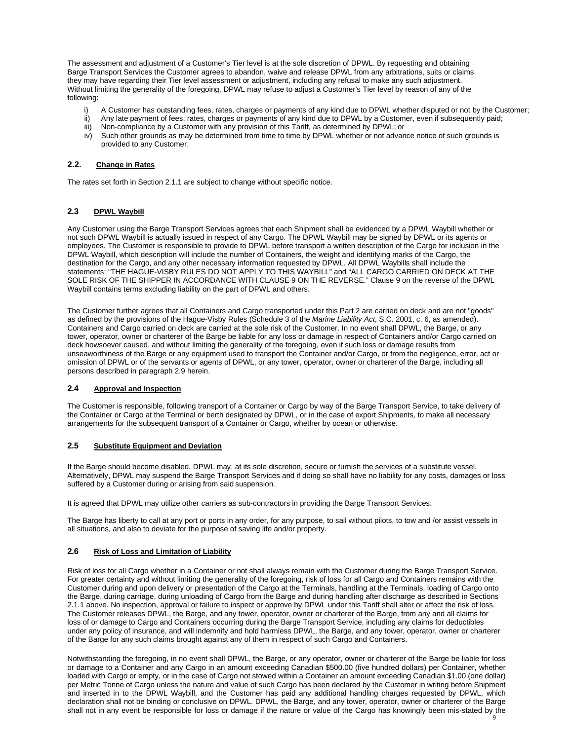The assessment and adjustment of a Customer's Tier level is at the sole discretion of DPWL. By requesting and obtaining Barge Transport Services the Customer agrees to abandon, waive and release DPWL from any arbitrations, suits or claims they may have regarding their Tier level assessment or adjustment, including any refusal to make any such adjustment. Without limiting the generality of the foregoing, DPWL may refuse to adjust a Customer's Tier level by reason of any of the following:

- i) A Customer has outstanding fees, rates, charges or payments of any kind due to DPWL whether disputed or not by the Customer;
- ii) Any late payment of fees, rates, charges or payments of any kind due to DPWL by a Customer, even if subsequently paid;
- iii) Non-compliance by a Customer with any provision of this Tariff, as determined by DPWL; or
- iv) Such other grounds as may be determined from time to time by DPWL whether or not advance notice of such grounds is provided to any Customer.

## 2.2. Change in Rates

The rates set forth in Section 2.1.1 are subject to change without specific notice.

## 2.3 DPWL Waybill

Any Customer using the Barge Transport Services agrees that each Shipment shall be evidenced by a DPWL Waybill whether or not such DPWL Waybill is actually issued in respect of any Cargo. The DPWL Waybill may be signed by DPWL or its agents or employees. The Customer is responsible to provide to DPWL before transport a written description of the Cargo for inclusion in the DPWL Waybill, which description will include the number of Containers, the weight and identifying marks of the Cargo, the destination for the Cargo, and any other necessary information requested by DPWL. All DPWL Waybills shall include the statements: "THE HAGUE-VISBY RULES DO NOT APPLY TO THIS WAYBILL" and "ALL CARGO CARRIED ON DECK AT THE SOLE RISK OF THE SHIPPER IN ACCORDANCE WITH CLAUSE 9 ON THE REVERSE." Clause 9 on the reverse of the DPWL Waybill contains terms excluding liability on the part of DPWL and others.

The Customer further agrees that all Containers and Cargo transported under this Part 2 are carried on deck and are not "goods" as defined by the provisions of the Hague-Visby Rules (Schedule 3 of the *Marine Liability Act*, S.C. 2001, c. 6, as amended). Containers and Cargo carried on deck are carried at the sole risk of the Customer. In no event shall DPWL, the Barge, or any tower, operator, owner or charterer of the Barge be liable for any loss or damage in respect of Containers and/or Cargo carried on deck howsoever caused, and without limiting the generality of the foregoing, even if such loss or damage results from unseaworthiness of the Barge or any equipment used to transport the Container and/or Cargo, or from the negligence, error, act or omission of DPWL or of the servants or agents of DPWL, or any tower, operator, owner or charterer of the Barge, including all persons described in paragraph 2.9 herein.

## 2.4 Approval and Inspection

The Customer is responsible, following transport of a Container or Cargo by way of the Barge Transport Service, to take delivery of the Container or Cargo at the Terminal or berth designated by DPWL, or in the case of export Shipments, to make all necessary arrangements for the subsequent transport of a Container or Cargo, whether by ocean or otherwise.

## 2.5 Substitute Equipment and Deviation

If the Barge should become disabled, DPWL may, at its sole discretion, secure or furnish the services of a substitute vessel. Alternatively, DPWL may suspend the Barge Transport Services and if doing so shall have no liability for any costs, damages or loss suffered by a Customer during or arising from said suspension.

It is agreed that DPWL may utilize other carriers as sub-contractors in providing the Barge Transport Services.

The Barge has liberty to call at any port or ports in any order, for any purpose, to sail without pilots, to tow and /or assist vessels in all situations, and also to deviate for the purpose of saving life and/or property.

## 2.6 Risk of Loss and Limitation of Liability

Risk of loss for all Cargo whether in a Container or not shall always remain with the Customer during the Barge Transport Service. For greater certainty and without limiting the generality of the foregoing, risk of loss for all Cargo and Containers remains with the Customer during and upon delivery or presentation of the Cargo at the Terminals, handling at the Terminals, loading of Cargo onto the Barge, during carriage, during unloading of Cargo from the Barge and during handling after discharge as described in Sections 2.1.1 above. No inspection, approval or failure to inspect or approve by DPWL under this Tariff shall alter or affect the risk of loss. The Customer releases DPWL, the Barge, and any tower, operator, owner or charterer of the Barge, from any and all claims for loss of or damage to Cargo and Containers occurring during the Barge Transport Service, including any claims for deductibles under any policy of insurance, and will indemnify and hold harmless DPWL, the Barge, and any tower, operator, owner or charterer of the Barge for any such claims brought against any of them in respect of such Cargo and Containers.

Notwithstanding the foregoing, in no event shall DPWL, the Barge, or any operator, owner or charterer of the Barge be liable for loss or damage to a Container and any Cargo in an amount exceeding Canadian $500.00 (five hundred dollars) per Container, whether loaded with Cargo or empty, or in the case of Cargo not stowed within a Container an amount exceeding Canadian $1.00 (one dollar) per Metric Tonne of Cargo unless the nature and value of such Cargo has been declared by the Customer in writing before Shipment and inserted in to the DPWL Waybill, and the Customer has paid any additional handling charges requested by DPWL, which declaration shall not be binding or conclusive on DPWL. DPWL, the Barge, and any tower, operator, owner or charterer of the Barge shall not in any event be responsible for loss or damage if the nature or value of the Cargo has knowingly been mis-stated by the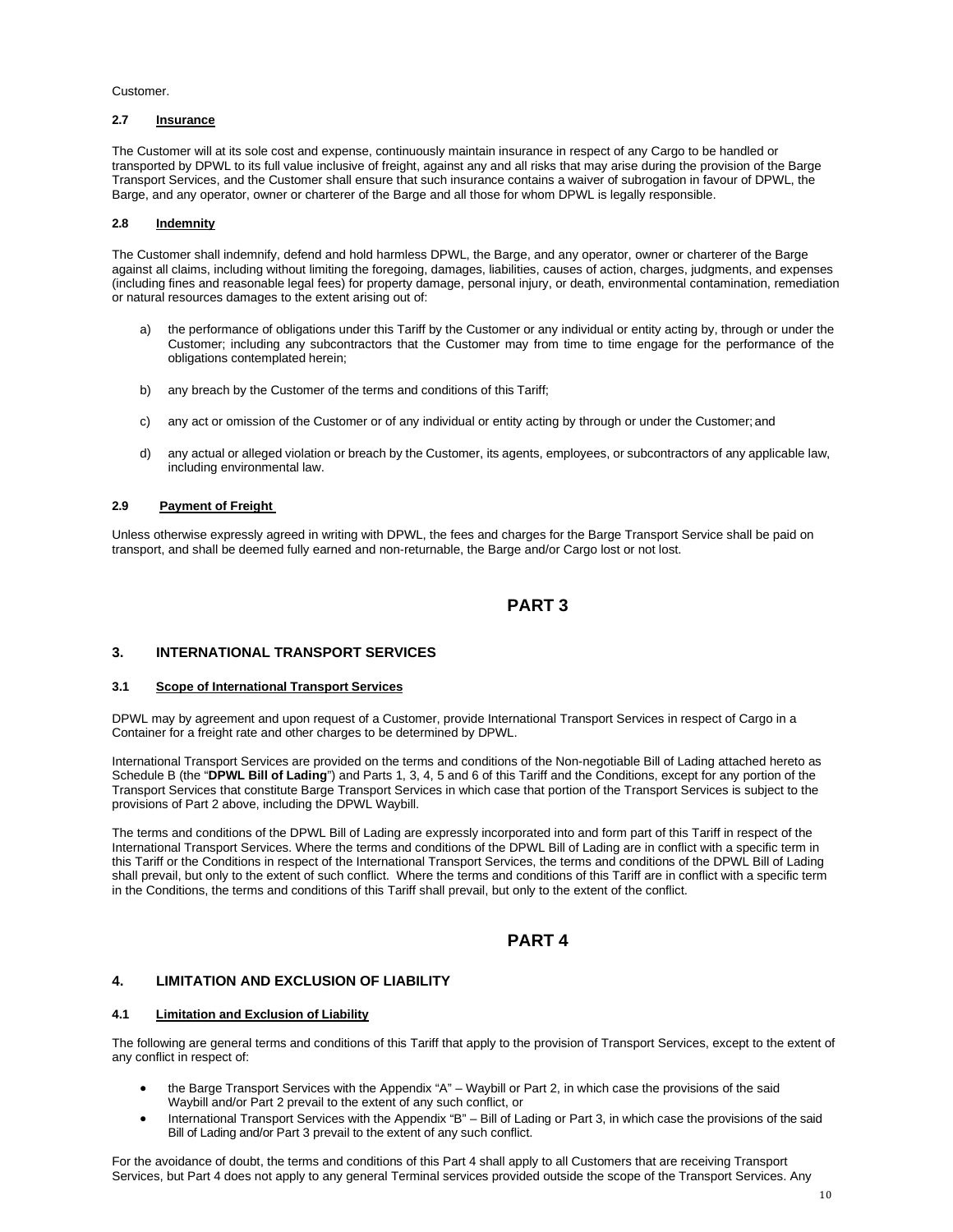Customer.

### 2.7 Insurance

The Customer will at its sole cost and expense, continuously maintain insurance in respect of any Cargo to be handled or transported by DPWL to its full value inclusive of freight, against any and all risks that may arise during the provision of the Barge Transport Services, and the Customer shall ensure that such insurance contains a waiver of subrogation in favour of DPWL, the Barge, and any operator, owner or charterer of the Barge and all those for whom DPWL is legally responsible.

### 2.8 Indemnity

The Customer shall indemnify, defend and hold harmless DPWL, the Barge, and any operator, owner or charterer of the Barge against all claims, including without limiting the foregoing, damages, liabilities, causes of action, charges, judgments, and expenses (including fines and reasonable legal fees) for property damage, personal injury, or death, environmental contamination, remediation or natural resources damages to the extent arising out of:

a) the performance of obligations under this Tariff by the Customer or any individual or entity acting by, through or under the Customer; including any subcontractors that the Customer may from time to time engage for the performance of the obligations contemplated herein;

b) any breach by the Customer of the terms and conditions of this Tariff;

c) any act or omission of the Customer or of any individual or entity acting by through or under the Customer; and

d) any actual or alleged violation or breach by the Customer, its agents, employees, or subcontractors of any applicable law, including environmental law.

### 2.9 Payment of Freight

Unless otherwise expressly agreed in writing with DPWL, the fees and charges for the Barge Transport Service shall be paid on transport, and shall be deemed fully earned and non-returnable, the Barge and/or Cargo lost or not lost.

# PART 3

## 3. INTERNATIONAL TRANSPORT SERVICES

### 3.1 Scope of International Transport Services

DPWL may by agreement and upon request of a Customer, provide International Transport Services in respect of Cargo in a Container for a freight rate and other charges to be determined by DPWL.

International Transport Services are provided on the terms and conditions of the Non-negotiable Bill of Lading attached hereto as Schedule B (the "**DPWL Bill of Lading**") and Parts 1, 3, 4, 5 and 6 of this Tariff and the Conditions, except for any portion of the Transport Services that constitute Barge Transport Services in which case that portion of the Transport Services is subject to the provisions of Part 2 above, including the DPWL Waybill.

The terms and conditions of the DPWL Bill of Lading are expressly incorporated into and form part of this Tariff in respect of the International Transport Services. Where the terms and conditions of the DPWL Bill of Lading are in conflict with a specific term in this Tariff or the Conditions in respect of the International Transport Services, the terms and conditions of the DPWL Bill of Lading shall prevail, but only to the extent of such conflict. Where the terms and conditions of this Tariff are in conflict with a specific term in the Conditions, the terms and conditions of this Tariff shall prevail, but only to the extent of the conflict.

# PART 4

## 4. LIMITATION AND EXCLUSION OF LIABILITY

### 4.1 Limitation and Exclusion of Liability

The following are general terms and conditions of this Tariff that apply to the provision of Transport Services, except to the extent of any conflict in respect of:

- the Barge Transport Services with the Appendix "A" – Waybill or Part 2, in which case the provisions of the said Waybill and/or Part 2 prevail to the extent of any such conflict, or
- International Transport Services with the Appendix "B" – Bill of Lading or Part 3, in which case the provisions of the said Bill of Lading and/or Part 3 prevail to the extent of any such conflict.

For the avoidance of doubt, the terms and conditions of this Part 4 shall apply to all Customers that are receiving Transport Services, but Part 4 does not apply to any general Terminal services provided outside the scope of the Transport Services. Any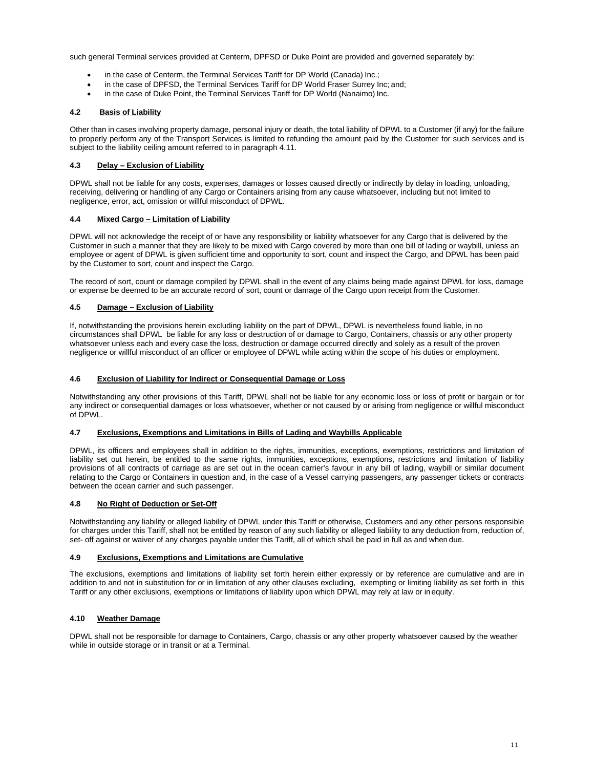such general Terminal services provided at Centerm, DPFSD or Duke Point are provided and governed separately by:

- in the case of Centerm, the Terminal Services Tariff for DP World (Canada) Inc.;
- in the case of DPFSD, the Terminal Services Tariff for DP World Fraser Surrey Inc; and;
- in the case of Duke Point, the Terminal Services Tariff for DP World (Nanaimo) Inc.

### 4.2 Basis of Liability

Other than in cases involving property damage, personal injury or death, the total liability of DPWL to a Customer (if any) for the failure to properly perform any of the Transport Services is limited to refunding the amount paid by the Customer for such services and is subject to the liability ceiling amount referred to in paragraph 4.11.

### 4.3 Delay – Exclusion of Liability

DPWL shall not be liable for any costs, expenses, damages or losses caused directly or indirectly by delay in loading, unloading, receiving, delivering or handling of any Cargo or Containers arising from any cause whatsoever, including but not limited to negligence, error, act, omission or willful misconduct of DPWL.

### 4.4 Mixed Cargo – Limitation of Liability

DPWL will not acknowledge the receipt of or have any responsibility or liability whatsoever for any Cargo that is delivered by the Customer in such a manner that they are likely to be mixed with Cargo covered by more than one bill of lading or waybill, unless an employee or agent of DPWL is given sufficient time and opportunity to sort, count and inspect the Cargo, and DPWL has been paid by the Customer to sort, count and inspect the Cargo.

The record of sort, count or damage compiled by DPWL shall in the event of any claims being made against DPWL for loss, damage or expense be deemed to be an accurate record of sort, count or damage of the Cargo upon receipt from the Customer.

### 4.5 Damage – Exclusion of Liability

If, notwithstanding the provisions herein excluding liability on the part of DPWL, DPWL is nevertheless found liable, in no circumstances shall DPWL be liable for any loss or destruction of or damage to Cargo, Containers, chassis or any other property whatsoever unless each and every case the loss, destruction or damage occurred directly and solely as a result of the proven negligence or willful misconduct of an officer or employee of DPWL while acting within the scope of his duties or employment.

### 4.6 Exclusion of Liability for Indirect or Consequential Damage or Loss

Notwithstanding any other provisions of this Tariff, DPWL shall not be liable for any economic loss or loss of profit or bargain or for any indirect or consequential damages or loss whatsoever, whether or not caused by or arising from negligence or willful misconduct of DPWL.

### 4.7 Exclusions, Exemptions and Limitations in Bills of Lading and Waybills Applicable

DPWL, its officers and employees shall in addition to the rights, immunities, exceptions, exemptions, restrictions and limitation of liability set out herein, be entitled to the same rights, immunities, exceptions, exemptions, restrictions and limitation of liability provisions of all contracts of carriage as are set out in the ocean carrier's favour in any bill of lading, waybill or similar document relating to the Cargo or Containers in question and, in the case of a Vessel carrying passengers, any passenger tickets or contracts between the ocean carrier and such passenger.

### 4.8 No Right of Deduction or Set-Off

Notwithstanding any liability or alleged liability of DPWL under this Tariff or otherwise, Customers and any other persons responsible for charges under this Tariff, shall not be entitled by reason of any such liability or alleged liability to any deduction from, reduction of, set- off against or waiver of any charges payable under this Tariff, all of which shall be paid in full as and when due.

### 4.9 Exclusions, Exemptions and Limitations are Cumulative

The exclusions, exemptions and limitations of liability set forth herein either expressly or by reference are cumulative and are in addition to and not in substitution for or in limitation of any other clauses excluding, exempting or limiting liability as set forth in this Tariff or any other exclusions, exemptions or limitations of liability upon which DPWL may rely at law or in equity.

### 4.10 Weather Damage

DPWL shall not be responsible for damage to Containers, Cargo, chassis or any other property whatsoever caused by the weather while in outside storage or in transit or at a Terminal.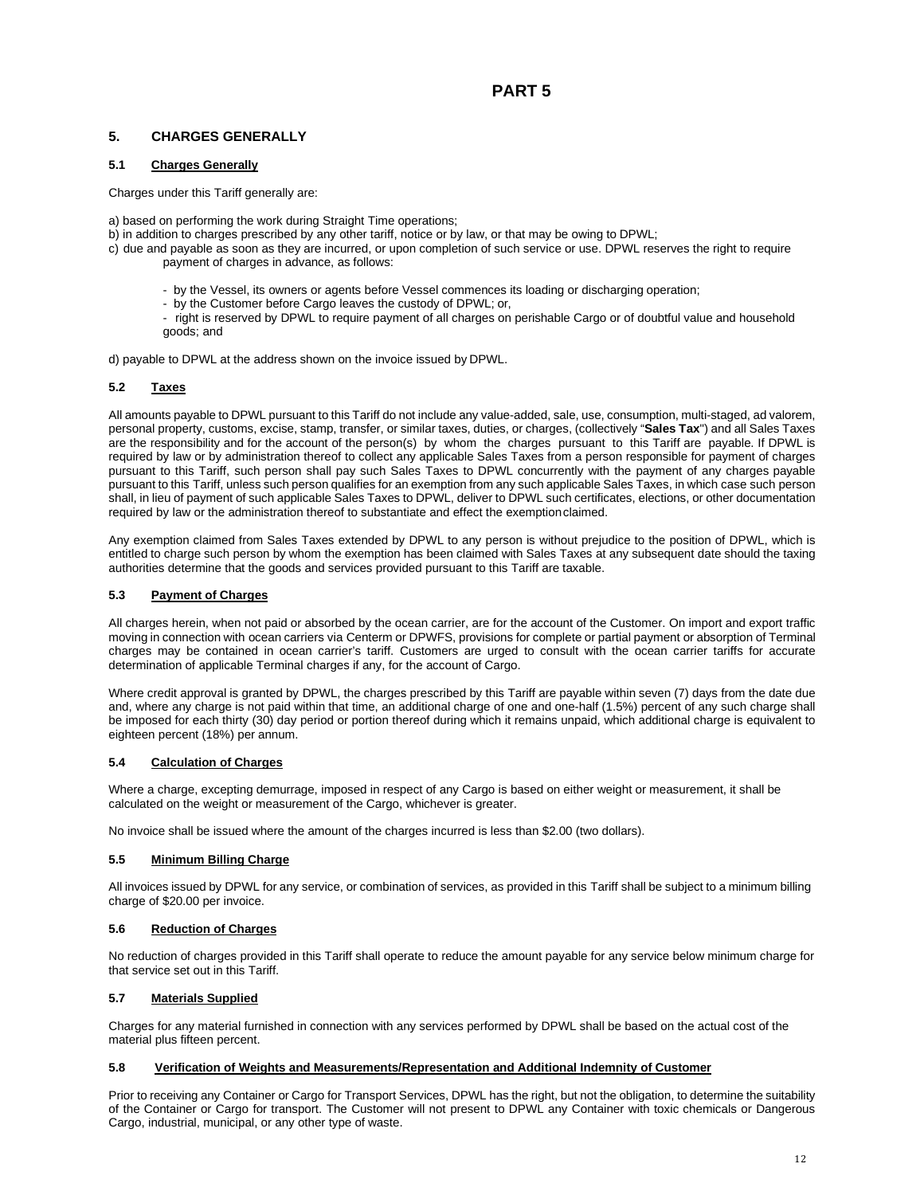# PART 5

## 5. CHARGES GENERALLY

### 5.1 Charges Generally

Charges under this Tariff generally are:

a) based on performing the work during Straight Time operations;
b) in addition to charges prescribed by any other tariff, notice or by law, or that may be owing to DPWL;
c) due and payable as soon as they are incurred, or upon completion of such service or use. DPWL reserves the right to require payment of charges in advance, as follows:

- by the Vessel, its owners or agents before Vessel commences its loading or discharging operation;
- by the Customer before Cargo leaves the custody of DPWL; or,
- right is reserved by DPWL to require payment of all charges on perishable Cargo or of doubtful value and household goods; and

d) payable to DPWL at the address shown on the invoice issued by DPWL.

### 5.2 Taxes

All amounts payable to DPWL pursuant to this Tariff do not include any value-added, sale, use, consumption, multi-staged, ad valorem, personal property, customs, excise, stamp, transfer, or similar taxes, duties, or charges, (collectively "**Sales Tax**") and all Sales Taxes are the responsibility and for the account of the person(s) by whom the charges pursuant to this Tariff are payable. If DPWL is required by law or by administration thereof to collect any applicable Sales Taxes from a person responsible for payment of charges pursuant to this Tariff, such person shall pay such Sales Taxes to DPWL concurrently with the payment of any charges payable pursuant to this Tariff, unless such person qualifies for an exemption from any such applicable Sales Taxes, in which case such person shall, in lieu of payment of such applicable Sales Taxes to DPWL, deliver to DPWL such certificates, elections, or other documentation required by law or the administration thereof to substantiate and effect the exemption claimed.

Any exemption claimed from Sales Taxes extended by DPWL to any person is without prejudice to the position of DPWL, which is entitled to charge such person by whom the exemption has been claimed with Sales Taxes at any subsequent date should the taxing authorities determine that the goods and services provided pursuant to this Tariff are taxable.

### 5.3 Payment of Charges

All charges herein, when not paid or absorbed by the ocean carrier, are for the account of the Customer. On import and export traffic moving in connection with ocean carriers via Centerm or DPWFS, provisions for complete or partial payment or absorption of Terminal charges may be contained in ocean carrier's tariff. Customers are urged to consult with the ocean carrier tariffs for accurate determination of applicable Terminal charges if any, for the account of Cargo.

Where credit approval is granted by DPWL, the charges prescribed by this Tariff are payable within seven (7) days from the date due and, where any charge is not paid within that time, an additional charge of one and one-half (1.5%) percent of any such charge shall be imposed for each thirty (30) day period or portion thereof during which it remains unpaid, which additional charge is equivalent to eighteen percent (18%) per annum.

### 5.4 Calculation of Charges

Where a charge, excepting demurrage, imposed in respect of any Cargo is based on either weight or measurement, it shall be calculated on the weight or measurement of the Cargo, whichever is greater.

No invoice shall be issued where the amount of the charges incurred is less than $2.00 (two dollars).

### 5.5 Minimum Billing Charge

All invoices issued by DPWL for any service, or combination of services, as provided in this Tariff shall be subject to a minimum billing charge of $20.00 per invoice.

### 5.6 Reduction of Charges

No reduction of charges provided in this Tariff shall operate to reduce the amount payable for any service below minimum charge for that service set out in this Tariff.

### 5.7 Materials Supplied

Charges for any material furnished in connection with any services performed by DPWL shall be based on the actual cost of the material plus fifteen percent.

### 5.8 Verification of Weights and Measurements/Representation and Additional Indemnity of Customer

Prior to receiving any Container or Cargo for Transport Services, DPWL has the right, but not the obligation, to determine the suitability of the Container or Cargo for transport. The Customer will not present to DPWL any Container with toxic chemicals or Dangerous Cargo, industrial, municipal, or any other type of waste.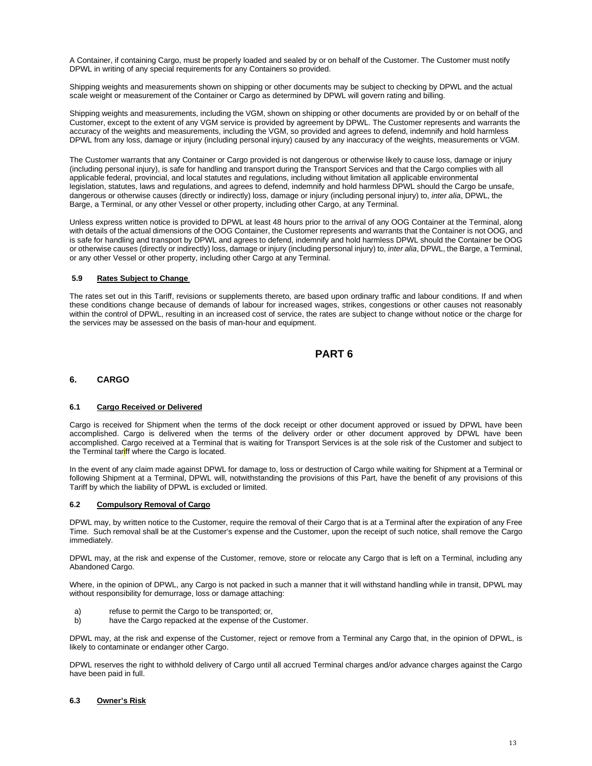A Container, if containing Cargo, must be properly loaded and sealed by or on behalf of the Customer. The Customer must notify DPWL in writing of any special requirements for any Containers so provided.

Shipping weights and measurements shown on shipping or other documents may be subject to checking by DPWL and the actual scale weight or measurement of the Container or Cargo as determined by DPWL will govern rating and billing.

Shipping weights and measurements, including the VGM, shown on shipping or other documents are provided by or on behalf of the Customer, except to the extent of any VGM service is provided by agreement by DPWL. The Customer represents and warrants the accuracy of the weights and measurements, including the VGM, so provided and agrees to defend, indemnify and hold harmless DPWL from any loss, damage or injury (including personal injury) caused by any inaccuracy of the weights, measurements or VGM.

The Customer warrants that any Container or Cargo provided is not dangerous or otherwise likely to cause loss, damage or injury (including personal injury), is safe for handling and transport during the Transport Services and that the Cargo complies with all applicable federal, provincial, and local statutes and regulations, including without limitation all applicable environmental legislation, statutes, laws and regulations, and agrees to defend, indemnify and hold harmless DPWL should the Cargo be unsafe, dangerous or otherwise causes (directly or indirectly) loss, damage or injury (including personal injury) to, *inter alia*, DPWL, the Barge, a Terminal, or any other Vessel or other property, including other Cargo, at any Terminal.

Unless express written notice is provided to DPWL at least 48 hours prior to the arrival of any OOG Container at the Terminal, along with details of the actual dimensions of the OOG Container, the Customer represents and warrants that the Container is not OOG, and is safe for handling and transport by DPWL and agrees to defend, indemnify and hold harmless DPWL should the Container be OOG or otherwise causes (directly or indirectly) loss, damage or injury (including personal injury) to, *inter alia*, DPWL, the Barge, a Terminal, or any other Vessel or other property, including other Cargo at any Terminal.

### 5.9 Rates Subject to Change

The rates set out in this Tariff, revisions or supplements thereto, are based upon ordinary traffic and labour conditions. If and when these conditions change because of demands of labour for increased wages, strikes, congestions or other causes not reasonably within the control of DPWL, resulting in an increased cost of service, the rates are subject to change without notice or the charge for the services may be assessed on the basis of man-hour and equipment.

# PART 6

## 6. CARGO

### 6.1 Cargo Received or Delivered

Cargo is received for Shipment when the terms of the dock receipt or other document approved or issued by DPWL have been accomplished. Cargo is delivered when the terms of the delivery order or other document approved by DPWL have been accomplished. Cargo received at a Terminal that is waiting for Transport Services is at the sole risk of the Customer and subject to the Terminal tariff where the Cargo is located.

In the event of any claim made against DPWL for damage to, loss or destruction of Cargo while waiting for Shipment at a Terminal or following Shipment at a Terminal, DPWL will, notwithstanding the provisions of this Part, have the benefit of any provisions of this Tariff by which the liability of DPWL is excluded or limited.

### 6.2 Compulsory Removal of Cargo

DPWL may, by written notice to the Customer, require the removal of their Cargo that is at a Terminal after the expiration of any Free Time. Such removal shall be at the Customer's expense and the Customer, upon the receipt of such notice, shall remove the Cargo immediately.

DPWL may, at the risk and expense of the Customer, remove, store or relocate any Cargo that is left on a Terminal, including any Abandoned Cargo.

Where, in the opinion of DPWL, any Cargo is not packed in such a manner that it will withstand handling while in transit, DPWL may without responsibility for demurrage, loss or damage attaching:

a) refuse to permit the Cargo to be transported; or,
b) have the Cargo repacked at the expense of the Customer.

DPWL may, at the risk and expense of the Customer, reject or remove from a Terminal any Cargo that, in the opinion of DPWL, is likely to contaminate or endanger other Cargo.

DPWL reserves the right to withhold delivery of Cargo until all accrued Terminal charges and/or advance charges against the Cargo have been paid in full.

### 6.3 Owner's Risk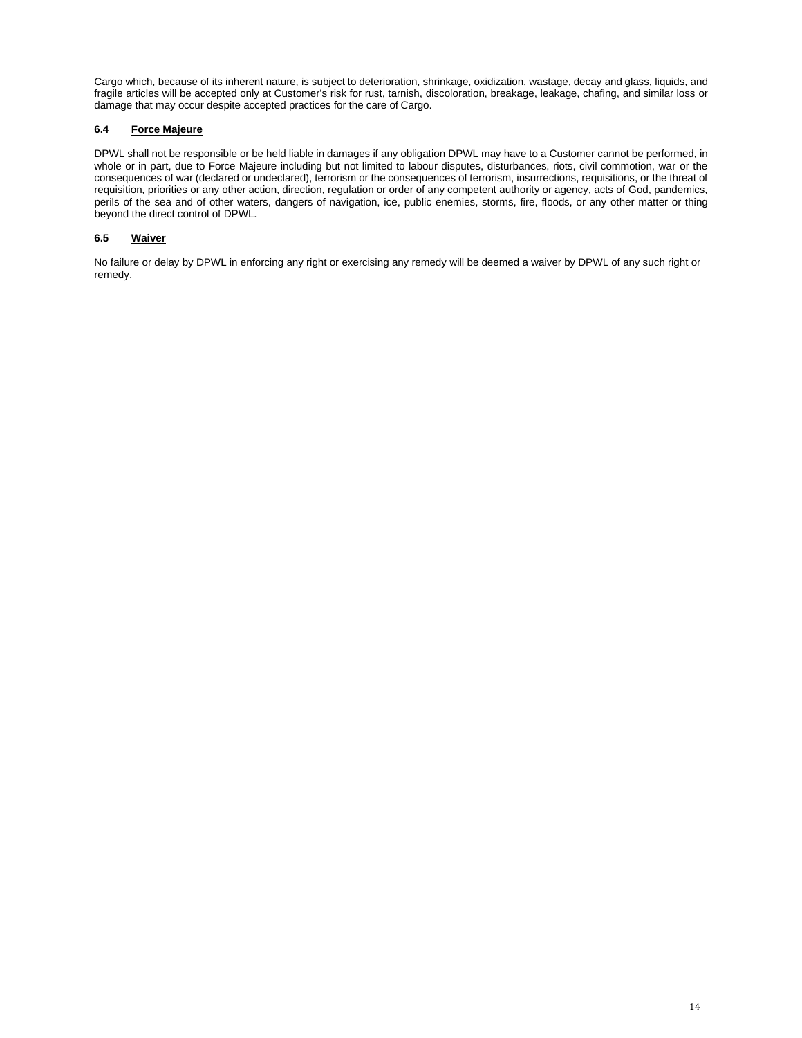Cargo which, because of its inherent nature, is subject to deterioration, shrinkage, oxidization, wastage, decay and glass, liquids, and fragile articles will be accepted only at Customer's risk for rust, tarnish, discoloration, breakage, leakage, chafing, and similar loss or damage that may occur despite accepted practices for the care of Cargo.

### 6.4 Force Majeure

DPWL shall not be responsible or be held liable in damages if any obligation DPWL may have to a Customer cannot be performed, in whole or in part, due to Force Majeure including but not limited to labour disputes, disturbances, riots, civil commotion, war or the consequences of war (declared or undeclared), terrorism or the consequences of terrorism, insurrections, requisitions, or the threat of requisition, priorities or any other action, direction, regulation or order of any competent authority or agency, acts of God, pandemics, perils of the sea and of other waters, dangers of navigation, ice, public enemies, storms, fire, floods, or any other matter or thing beyond the direct control of DPWL.

### 6.5 Waiver

No failure or delay by DPWL in enforcing any right or exercising any remedy will be deemed a waiver by DPWL of any such right or remedy.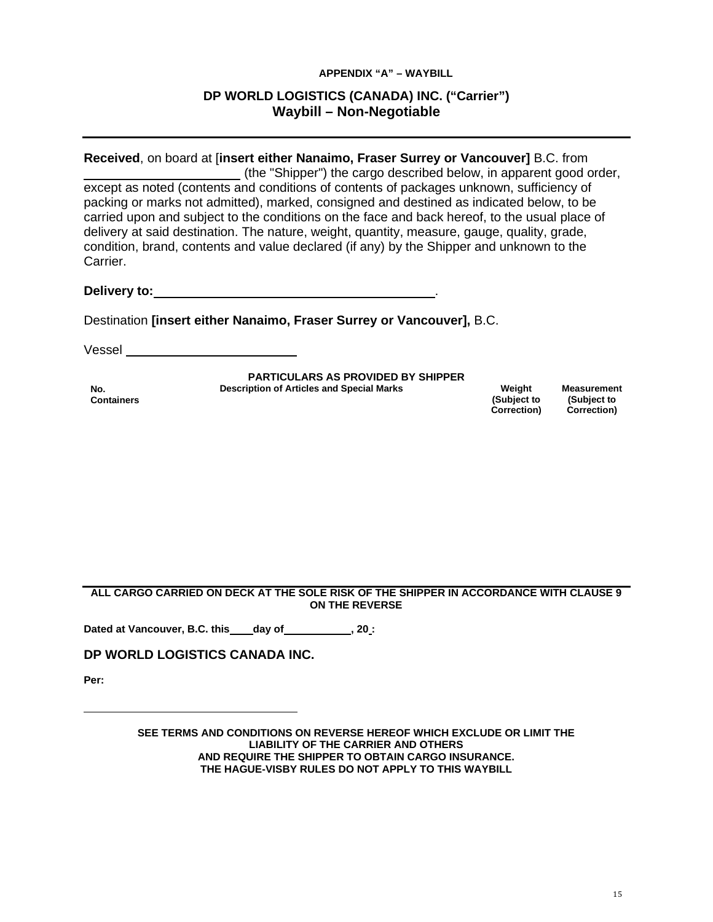**APPENDIX "A" – WAYBILL**

## DP WORLD LOGISTICS (CANADA) INC. ("Carrier")
## Waybill – Non-Negotiable

---

**Received**, on board at [**insert either Nanaimo, Fraser Surrey or Vancouver]** B.C. from ______________________ (the "Shipper") the cargo described below, in apparent good order, except as noted (contents and conditions of contents of packages unknown, sufficiency of packing or marks not admitted), marked, consigned and destined as indicated below, to be carried upon and subject to the conditions on the face and back hereof, to the usual place of delivery at said destination. The nature, weight, quantity, measure, gauge, quality, grade, condition, brand, contents and value declared (if any) by the Shipper and unknown to the Carrier.

**Delivery to:** ________________________________________.

Destination **[insert either Nanaimo, Fraser Surrey or Vancouver],** B.C.

Vessel ________________________

**PARTICULARS AS PROVIDED BY SHIPPER**

| No. Containers | Description of Articles and Special Marks | Weight (Subject to Correction) | Measurement (Subject to Correction) |
|---|---|---|---|
| | | | |

---

**ALL CARGO CARRIED ON DECK AT THE SOLE RISK OF THE SHIPPER IN ACCORDANCE WITH CLAUSE 9 ON THE REVERSE**

**Dated at Vancouver, B.C. this ____ day of ___________, 20 :**

**DP WORLD LOGISTICS CANADA INC.**

**Per:**

__________________________________

**SEE TERMS AND CONDITIONS ON REVERSE HEREOF WHICH EXCLUDE OR LIMIT THE LIABILITY OF THE CARRIER AND OTHERS AND REQUIRE THE SHIPPER TO OBTAIN CARGO INSURANCE. THE HAGUE-VISBY RULES DO NOT APPLY TO THIS WAYBILL**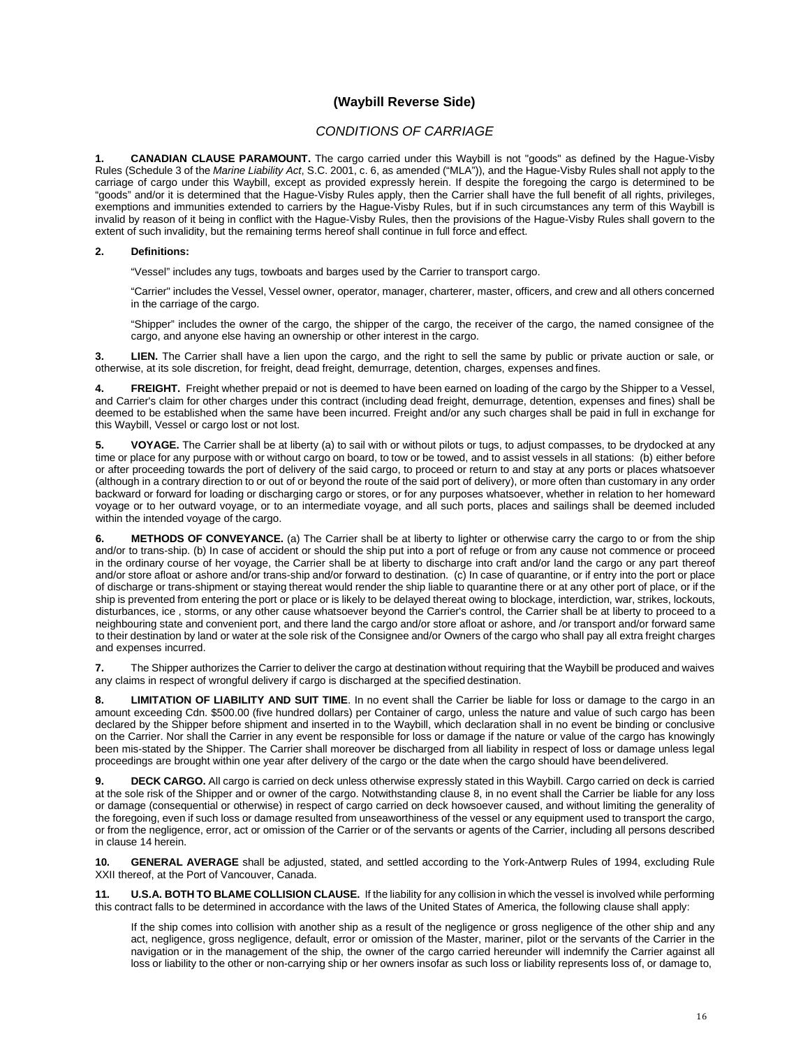## (Waybill Reverse Side)

### *CONDITIONS OF CARRIAGE*

**1. CANADIAN CLAUSE PARAMOUNT.** The cargo carried under this Waybill is not "goods" as defined by the Hague-Visby Rules (Schedule 3 of the *Marine Liability Act*, S.C. 2001, c. 6, as amended ("MLA")), and the Hague-Visby Rules shall not apply to the carriage of cargo under this Waybill, except as provided expressly herein. If despite the foregoing the cargo is determined to be "goods" and/or it is determined that the Hague-Visby Rules apply, then the Carrier shall have the full benefit of all rights, privileges, exemptions and immunities extended to carriers by the Hague-Visby Rules, but if in such circumstances any term of this Waybill is invalid by reason of it being in conflict with the Hague-Visby Rules, then the provisions of the Hague-Visby Rules shall govern to the extent of such invalidity, but the remaining terms hereof shall continue in full force and effect.

**2. Definitions:**

"Vessel" includes any tugs, towboats and barges used by the Carrier to transport cargo.

"Carrier" includes the Vessel, Vessel owner, operator, manager, charterer, master, officers, and crew and all others concerned in the carriage of the cargo.

"Shipper" includes the owner of the cargo, the shipper of the cargo, the receiver of the cargo, the named consignee of the cargo, and anyone else having an ownership or other interest in the cargo.

**3. LIEN.** The Carrier shall have a lien upon the cargo, and the right to sell the same by public or private auction or sale, or otherwise, at its sole discretion, for freight, dead freight, demurrage, detention, charges, expenses and fines.

**4. FREIGHT.** Freight whether prepaid or not is deemed to have been earned on loading of the cargo by the Shipper to a Vessel, and Carrier's claim for other charges under this contract (including dead freight, demurrage, detention, expenses and fines) shall be deemed to be established when the same have been incurred. Freight and/or any such charges shall be paid in full in exchange for this Waybill, Vessel or cargo lost or not lost.

**5. VOYAGE.** The Carrier shall be at liberty (a) to sail with or without pilots or tugs, to adjust compasses, to be drydocked at any time or place for any purpose with or without cargo on board, to tow or be towed, and to assist vessels in all stations: (b) either before or after proceeding towards the port of delivery of the said cargo, to proceed or return to and stay at any ports or places whatsoever (although in a contrary direction to or out of or beyond the route of the said port of delivery), or more often than customary in any order backward or forward for loading or discharging cargo or stores, or for any purposes whatsoever, whether in relation to her homeward voyage or to her outward voyage, or to an intermediate voyage, and all such ports, places and sailings shall be deemed included within the intended voyage of the cargo.

**6. METHODS OF CONVEYANCE.** (a) The Carrier shall be at liberty to lighter or otherwise carry the cargo to or from the ship and/or to trans-ship. (b) In case of accident or should the ship put into a port of refuge or from any cause not commence or proceed in the ordinary course of her voyage, the Carrier shall be at liberty to discharge into craft and/or land the cargo or any part thereof and/or store afloat or ashore and/or trans-ship and/or forward to destination. (c) In case of quarantine, or if entry into the port or place of discharge or trans-shipment or staying thereat would render the ship liable to quarantine there or at any other port of place, or if the ship is prevented from entering the port or place or is likely to be delayed thereat owing to blockage, interdiction, war, strikes, lockouts, disturbances, ice , storms, or any other cause whatsoever beyond the Carrier's control, the Carrier shall be at liberty to proceed to a neighbouring state and convenient port, and there land the cargo and/or store afloat or ashore, and /or transport and/or forward same to their destination by land or water at the sole risk of the Consignee and/or Owners of the cargo who shall pay all extra freight charges and expenses incurred.

**7.** The Shipper authorizes the Carrier to deliver the cargo at destination without requiring that the Waybill be produced and waives any claims in respect of wrongful delivery if cargo is discharged at the specified destination.

**8. LIMITATION OF LIABILITY AND SUIT TIME**. In no event shall the Carrier be liable for loss or damage to the cargo in an amount exceeding Cdn. $500.00 (five hundred dollars) per Container of cargo, unless the nature and value of such cargo has been declared by the Shipper before shipment and inserted in to the Waybill, which declaration shall in no event be binding or conclusive on the Carrier. Nor shall the Carrier in any event be responsible for loss or damage if the nature or value of the cargo has knowingly been mis-stated by the Shipper. The Carrier shall moreover be discharged from all liability in respect of loss or damage unless legal proceedings are brought within one year after delivery of the cargo or the date when the cargo should have beendelivered.

**9. DECK CARGO.** All cargo is carried on deck unless otherwise expressly stated in this Waybill. Cargo carried on deck is carried at the sole risk of the Shipper and or owner of the cargo. Notwithstanding clause 8, in no event shall the Carrier be liable for any loss or damage (consequential or otherwise) in respect of cargo carried on deck howsoever caused, and without limiting the generality of the foregoing, even if such loss or damage resulted from unseaworthiness of the vessel or any equipment used to transport the cargo, or from the negligence, error, act or omission of the Carrier or of the servants or agents of the Carrier, including all persons described in clause 14 herein.

**10. GENERAL AVERAGE** shall be adjusted, stated, and settled according to the York-Antwerp Rules of 1994, excluding Rule XXII thereof, at the Port of Vancouver, Canada.

**11. U.S.A. BOTH TO BLAME COLLISION CLAUSE.** If the liability for any collision in which the vessel is involved while performing this contract falls to be determined in accordance with the laws of the United States of America, the following clause shall apply:

If the ship comes into collision with another ship as a result of the negligence or gross negligence of the other ship and any act, negligence, gross negligence, default, error or omission of the Master, mariner, pilot or the servants of the Carrier in the navigation or in the management of the ship, the owner of the cargo carried hereunder will indemnify the Carrier against all loss or liability to the other or non-carrying ship or her owners insofar as such loss or liability represents loss of, or damage to,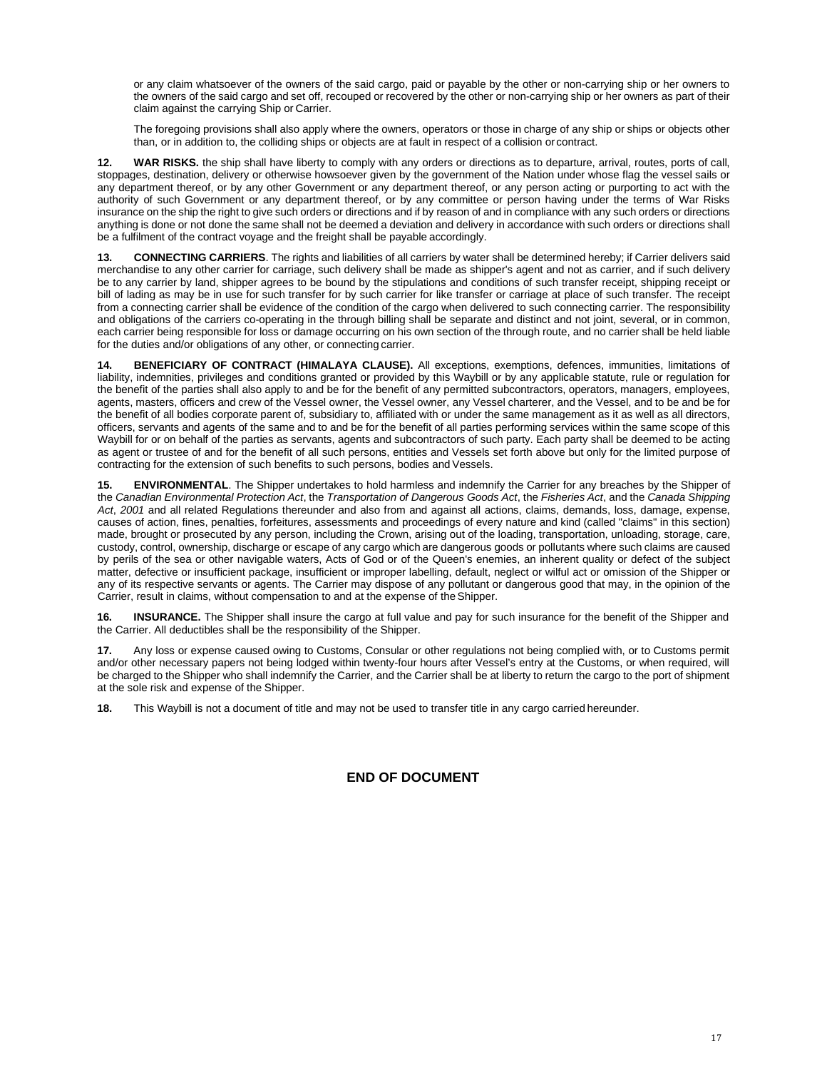or any claim whatsoever of the owners of the said cargo, paid or payable by the other or non-carrying ship or her owners to the owners of the said cargo and set off, recouped or recovered by the other or non-carrying ship or her owners as part of their claim against the carrying Ship or Carrier.

The foregoing provisions shall also apply where the owners, operators or those in charge of any ship or ships or objects other than, or in addition to, the colliding ships or objects are at fault in respect of a collision or contract.

**12. WAR RISKS.** the ship shall have liberty to comply with any orders or directions as to departure, arrival, routes, ports of call, stoppages, destination, delivery or otherwise howsoever given by the government of the Nation under whose flag the vessel sails or any department thereof, or by any other Government or any department thereof, or any person acting or purporting to act with the authority of such Government or any department thereof, or by any committee or person having under the terms of War Risks insurance on the ship the right to give such orders or directions and if by reason of and in compliance with any such orders or directions anything is done or not done the same shall not be deemed a deviation and delivery in accordance with such orders or directions shall be a fulfilment of the contract voyage and the freight shall be payable accordingly.

**13. CONNECTING CARRIERS**. The rights and liabilities of all carriers by water shall be determined hereby; if Carrier delivers said merchandise to any other carrier for carriage, such delivery shall be made as shipper's agent and not as carrier, and if such delivery be to any carrier by land, shipper agrees to be bound by the stipulations and conditions of such transfer receipt, shipping receipt or bill of lading as may be in use for such transfer for by such carrier for like transfer or carriage at place of such transfer. The receipt from a connecting carrier shall be evidence of the condition of the cargo when delivered to such connecting carrier. The responsibility and obligations of the carriers co-operating in the through billing shall be separate and distinct and not joint, several, or in common, each carrier being responsible for loss or damage occurring on his own section of the through route, and no carrier shall be held liable for the duties and/or obligations of any other, or connecting carrier.

**14. BENEFICIARY OF CONTRACT (HIMALAYA CLAUSE).** All exceptions, exemptions, defences, immunities, limitations of liability, indemnities, privileges and conditions granted or provided by this Waybill or by any applicable statute, rule or regulation for the benefit of the parties shall also apply to and be for the benefit of any permitted subcontractors, operators, managers, employees, agents, masters, officers and crew of the Vessel owner, the Vessel owner, any Vessel charterer, and the Vessel, and to be and be for the benefit of all bodies corporate parent of, subsidiary to, affiliated with or under the same management as it as well as all directors, officers, servants and agents of the same and to and be for the benefit of all parties performing services within the same scope of this Waybill for or on behalf of the parties as servants, agents and subcontractors of such party. Each party shall be deemed to be acting as agent or trustee of and for the benefit of all such persons, entities and Vessels set forth above but only for the limited purpose of contracting for the extension of such benefits to such persons, bodies and Vessels.

**15. ENVIRONMENTAL**. The Shipper undertakes to hold harmless and indemnify the Carrier for any breaches by the Shipper of the *Canadian Environmental Protection Act*, the *Transportation of Dangerous Goods Act*, the *Fisheries Act*, and the *Canada Shipping Act*, *2001* and all related Regulations thereunder and also from and against all actions, claims, demands, loss, damage, expense, causes of action, fines, penalties, forfeitures, assessments and proceedings of every nature and kind (called "claims" in this section) made, brought or prosecuted by any person, including the Crown, arising out of the loading, transportation, unloading, storage, care, custody, control, ownership, discharge or escape of any cargo which are dangerous goods or pollutants where such claims are caused by perils of the sea or other navigable waters, Acts of God or of the Queen's enemies, an inherent quality or defect of the subject matter, defective or insufficient package, insufficient or improper labelling, default, neglect or wilful act or omission of the Shipper or any of its respective servants or agents. The Carrier may dispose of any pollutant or dangerous good that may, in the opinion of the Carrier, result in claims, without compensation to and at the expense of the Shipper.

**16. INSURANCE.** The Shipper shall insure the cargo at full value and pay for such insurance for the benefit of the Shipper and the Carrier. All deductibles shall be the responsibility of the Shipper.

**17.** Any loss or expense caused owing to Customs, Consular or other regulations not being complied with, or to Customs permit and/or other necessary papers not being lodged within twenty-four hours after Vessel's entry at the Customs, or when required, will be charged to the Shipper who shall indemnify the Carrier, and the Carrier shall be at liberty to return the cargo to the port of shipment at the sole risk and expense of the Shipper.

**18.** This Waybill is not a document of title and may not be used to transfer title in any cargo carried hereunder.

## END OF DOCUMENT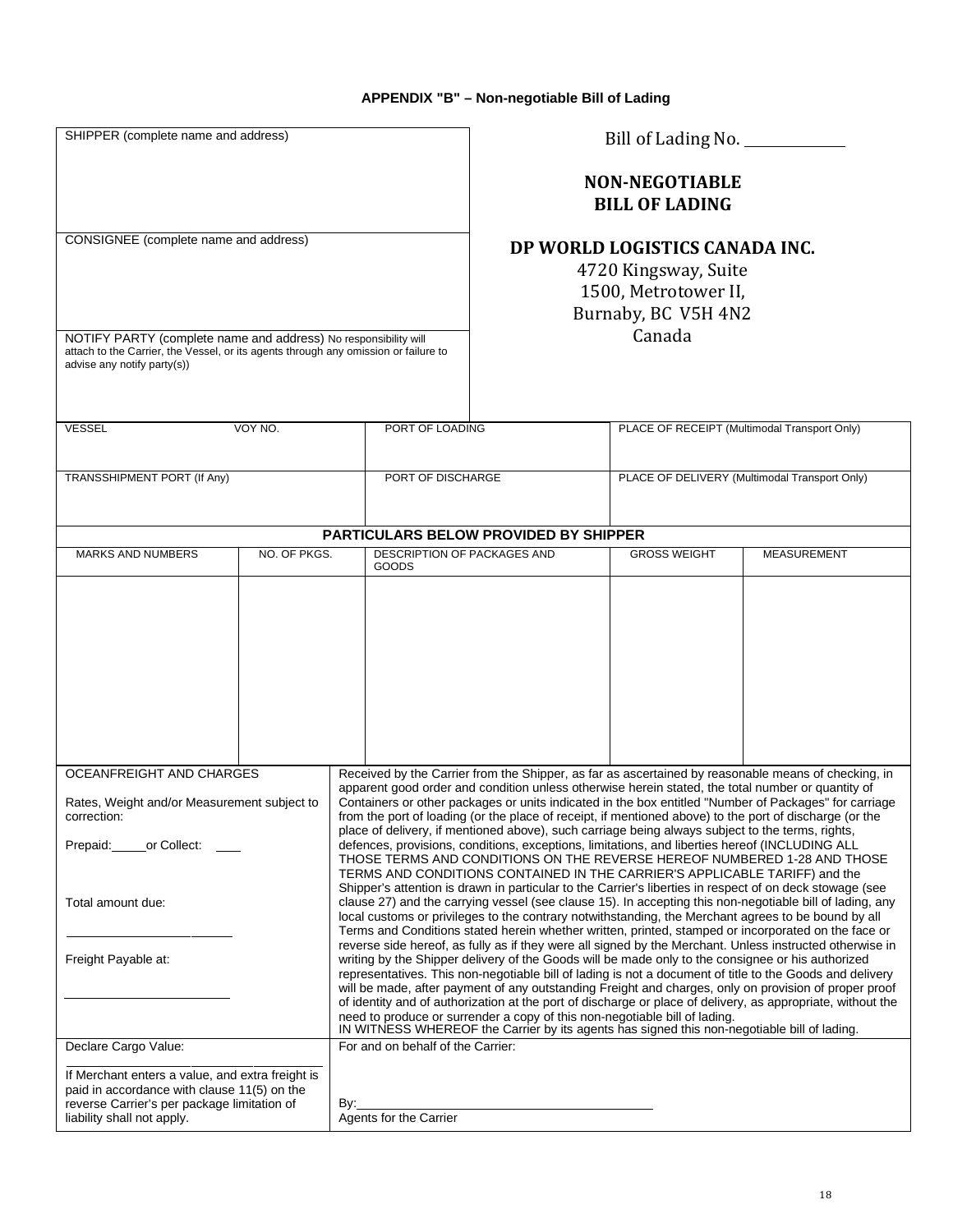**APPENDIX "B" – Non-negotiable Bill of Lading**

| SHIPPER (complete name and address) | Bill of Lading No. ____________ **NON-NEGOTIABLE BILL OF LADING** |
|---|---|
| CONSIGNEE (complete name and address) | **DP WORLD LOGISTICS CANADA INC.** 4720 Kingsway, Suite 1500, Metrotower II, Burnaby, BC V5H 4N2 Canada |
| NOTIFY PARTY (complete name and address) No responsibility will attach to the Carrier, the Vessel, or its agents through any omission or failure to advise any notify party(s)) | |

| VESSEL | VOY NO. | PORT OF LOADING | PLACE OF RECEIPT (Multimodal Transport Only) |
|---|---|---|---|
| TRANSSHIPMENT PORT (If Any) | | PORT OF DISCHARGE | PLACE OF DELIVERY (Multimodal Transport Only) |

**PARTICULARS BELOW PROVIDED BY SHIPPER**

| MARKS AND NUMBERS | NO. OF PKGS. | DESCRIPTION OF PACKAGES AND GOODS | GROSS WEIGHT | MEASUREMENT |
|---|---|---|---|---|
| | | | | |

| OCEANFREIGHT AND CHARGES | |
|---|---|
| Rates, Weight and/or Measurement subject to correction: Prepaid:_____or Collect: ____ Total amount due: ______________________ Freight Payable at: ______________________ | Received by the Carrier from the Shipper, as far as ascertained by reasonable means of checking, in apparent good order and condition unless otherwise herein stated, the total number or quantity of Containers or other packages or units indicated in the box entitled "Number of Packages" for carriage from the port of loading (or the place of receipt, if mentioned above) to the port of discharge (or the place of delivery, if mentioned above), such carriage being always subject to the terms, rights, defences, provisions, conditions, exceptions, limitations, and liberties hereof (INCLUDING ALL THOSE TERMS AND CONDITIONS ON THE REVERSE HEREOF NUMBERED 1-28 AND THOSE TERMS AND CONDITIONS CONTAINED IN THE CARRIER'S APPLICABLE TARIFF) and the Shipper's attention is drawn in particular to the Carrier's liberties in respect of on deck stowage (see clause 27) and the carrying vessel (see clause 15). In accepting this non-negotiable bill of lading, any local customs or privileges to the contrary notwithstanding, the Merchant agrees to be bound by all Terms and Conditions stated herein whether written, printed, stamped or incorporated on the face or reverse side hereof, as fully as if they were all signed by the Merchant. Unless instructed otherwise in writing by the Shipper delivery of the Goods will be made only to the consignee or his authorized representatives. This non-negotiable bill of lading is not a document of title to the Goods and delivery will be made, after payment of any outstanding Freight and charges, only on provision of proper proof of identity and of authorization at the port of discharge or place of delivery, as appropriate, without the need to produce or surrender a copy of this non-negotiable bill of lading. IN WITNESS WHEREOF the Carrier by its agents has signed this non-negotiable bill of lading. |
| Declare Cargo Value: ______________________ If Merchant enters a value, and extra freight is paid in accordance with clause 11(5) on the reverse Carrier's per package limitation of liability shall not apply. | For and on behalf of the Carrier: By:______________________ Agents for the Carrier |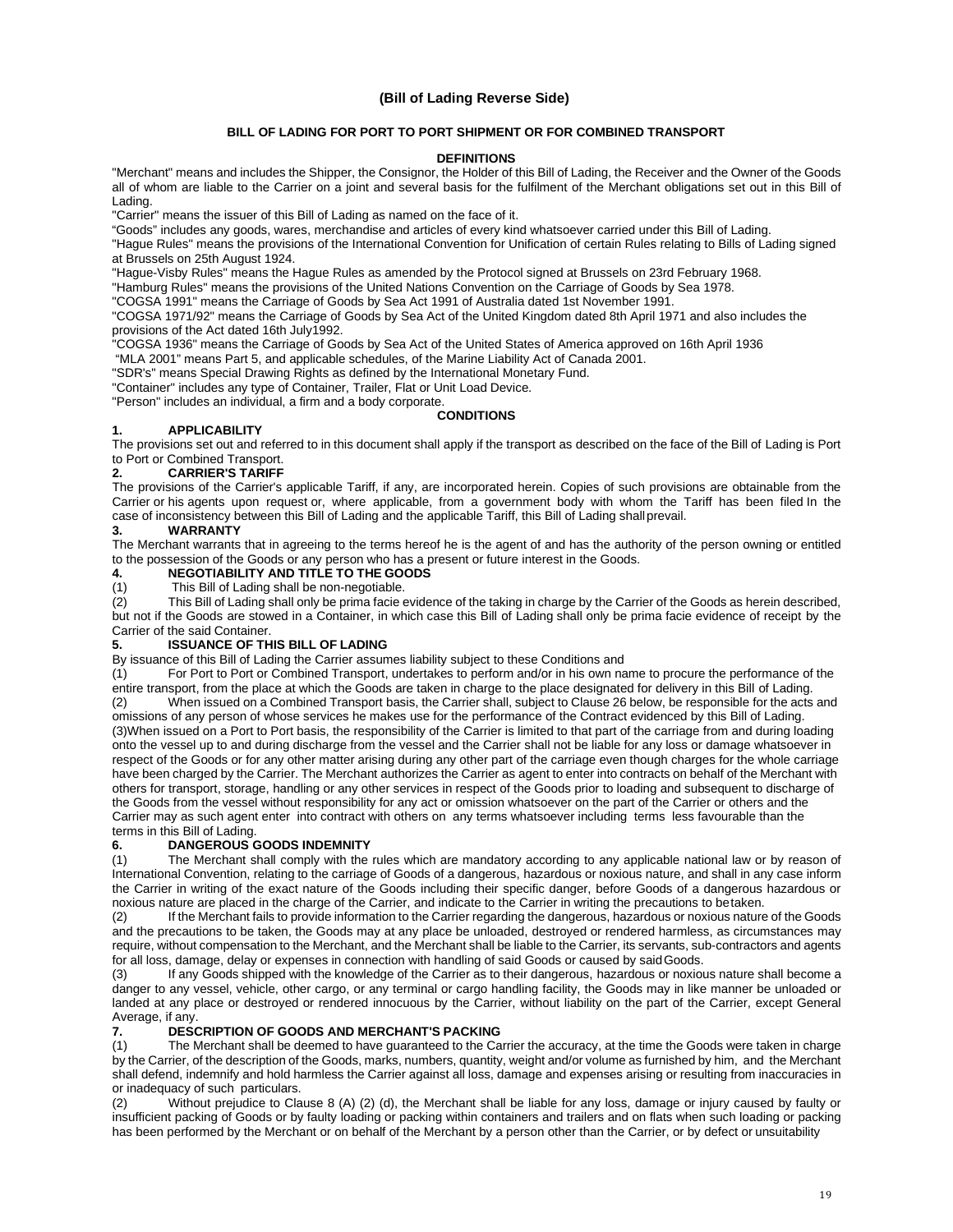# (Bill of Lading Reverse Side)

## BILL OF LADING FOR PORT TO PORT SHIPMENT OR FOR COMBINED TRANSPORT

### DEFINITIONS

"Merchant" means and includes the Shipper, the Consignor, the Holder of this Bill of Lading, the Receiver and the Owner of the Goods all of whom are liable to the Carrier on a joint and several basis for the fulfilment of the Merchant obligations set out in this Bill of Lading.

"Carrier" means the issuer of this Bill of Lading as named on the face of it.

"Goods" includes any goods, wares, merchandise and articles of every kind whatsoever carried under this Bill of Lading.

"Hague Rules" means the provisions of the International Convention for Unification of certain Rules relating to Bills of Lading signed at Brussels on 25th August 1924.

"Hague-Visby Rules" means the Hague Rules as amended by the Protocol signed at Brussels on 23rd February 1968.

"Hamburg Rules" means the provisions of the United Nations Convention on the Carriage of Goods by Sea 1978.

"COGSA 1991" means the Carriage of Goods by Sea Act 1991 of Australia dated 1st November 1991.

"COGSA 1971/92" means the Carriage of Goods by Sea Act of the United Kingdom dated 8th April 1971 and also includes the provisions of the Act dated 16th July1992.

"COGSA 1936" means the Carriage of Goods by Sea Act of the United States of America approved on 16th April 1936

"MLA 2001" means Part 5, and applicable schedules, of the Marine Liability Act of Canada 2001.

"SDR's" means Special Drawing Rights as defined by the International Monetary Fund.

"Container" includes any type of Container, Trailer, Flat or Unit Load Device.

"Person" includes an individual, a firm and a body corporate.

### CONDITIONS

**1. APPLICABILITY**

The provisions set out and referred to in this document shall apply if the transport as described on the face of the Bill of Lading is Port to Port or Combined Transport.

**2. CARRIER'S TARIFF**

The provisions of the Carrier's applicable Tariff, if any, are incorporated herein. Copies of such provisions are obtainable from the Carrier or his agents upon request or, where applicable, from a government body with whom the Tariff has been filed In the case of inconsistency between this Bill of Lading and the applicable Tariff, this Bill of Lading shall prevail.

**3. WARRANTY**

The Merchant warrants that in agreeing to the terms hereof he is the agent of and has the authority of the person owning or entitled to the possession of the Goods or any person who has a present or future interest in the Goods.

**4. NEGOTIABILITY AND TITLE TO THE GOODS**

(1) This Bill of Lading shall be non-negotiable.

(2) This Bill of Lading shall only be prima facie evidence of the taking in charge by the Carrier of the Goods as herein described, but not if the Goods are stowed in a Container, in which case this Bill of Lading shall only be prima facie evidence of receipt by the Carrier of the said Container.

**5. ISSUANCE OF THIS BILL OF LADING**

By issuance of this Bill of Lading the Carrier assumes liability subject to these Conditions and

(1) For Port to Port or Combined Transport, undertakes to perform and/or in his own name to procure the performance of the entire transport, from the place at which the Goods are taken in charge to the place designated for delivery in this Bill of Lading.

(2) When issued on a Combined Transport basis, the Carrier shall, subject to Clause 26 below, be responsible for the acts and omissions of any person of whose services he makes use for the performance of the Contract evidenced by this Bill of Lading.

(3)When issued on a Port to Port basis, the responsibility of the Carrier is limited to that part of the carriage from and during loading onto the vessel up to and during discharge from the vessel and the Carrier shall not be liable for any loss or damage whatsoever in respect of the Goods or for any other matter arising during any other part of the carriage even though charges for the whole carriage have been charged by the Carrier. The Merchant authorizes the Carrier as agent to enter into contracts on behalf of the Merchant with others for transport, storage, handling or any other services in respect of the Goods prior to loading and subsequent to discharge of the Goods from the vessel without responsibility for any act or omission whatsoever on the part of the Carrier or others and the Carrier may as such agent enter into contract with others on any terms whatsoever including terms less favourable than the terms in this Bill of Lading.

**6. DANGEROUS GOODS INDEMNITY**

(1) The Merchant shall comply with the rules which are mandatory according to any applicable national law or by reason of International Convention, relating to the carriage of Goods of a dangerous, hazardous or noxious nature, and shall in any case inform the Carrier in writing of the exact nature of the Goods including their specific danger, before Goods of a dangerous hazardous or noxious nature are placed in the charge of the Carrier, and indicate to the Carrier in writing the precautions to betaken.

(2) If the Merchant fails to provide information to the Carrier regarding the dangerous, hazardous or noxious nature of the Goods and the precautions to be taken, the Goods may at any place be unloaded, destroyed or rendered harmless, as circumstances may require, without compensation to the Merchant, and the Merchant shall be liable to the Carrier, its servants, sub-contractors and agents for all loss, damage, delay or expenses in connection with handling of said Goods or caused by said Goods.

(3) If any Goods shipped with the knowledge of the Carrier as to their dangerous, hazardous or noxious nature shall become a danger to any vessel, vehicle, other cargo, or any terminal or cargo handling facility, the Goods may in like manner be unloaded or landed at any place or destroyed or rendered innocuous by the Carrier, without liability on the part of the Carrier, except General Average, if any.

**7. DESCRIPTION OF GOODS AND MERCHANT'S PACKING**

(1) The Merchant shall be deemed to have guaranteed to the Carrier the accuracy, at the time the Goods were taken in charge by the Carrier, of the description of the Goods, marks, numbers, quantity, weight and/or volume as furnished by him, and the Merchant shall defend, indemnify and hold harmless the Carrier against all loss, damage and expenses arising or resulting from inaccuracies in or inadequacy of such particulars.

(2) Without prejudice to Clause 8 (A) (2) (d), the Merchant shall be liable for any loss, damage or injury caused by faulty or insufficient packing of Goods or by faulty loading or packing within containers and trailers and on flats when such loading or packing has been performed by the Merchant or on behalf of the Merchant by a person other than the Carrier, or by defect or unsuitability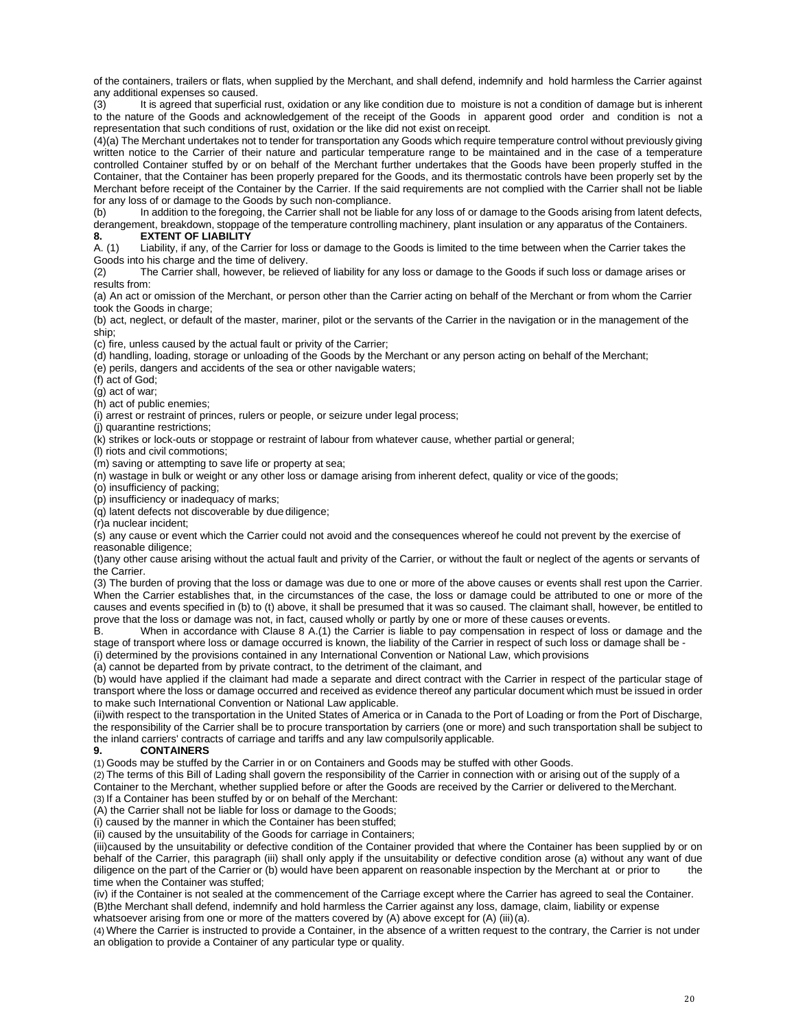of the containers, trailers or flats, when supplied by the Merchant, and shall defend, indemnify and hold harmless the Carrier against any additional expenses so caused.

(3) It is agreed that superficial rust, oxidation or any like condition due to moisture is not a condition of damage but is inherent to the nature of the Goods and acknowledgement of the receipt of the Goods in apparent good order and condition is not a representation that such conditions of rust, oxidation or the like did not exist on receipt.

(4)(a) The Merchant undertakes not to tender for transportation any Goods which require temperature control without previously giving written notice to the Carrier of their nature and particular temperature range to be maintained and in the case of a temperature controlled Container stuffed by or on behalf of the Merchant further undertakes that the Goods have been properly stuffed in the Container, that the Container has been properly prepared for the Goods, and its thermostatic controls have been properly set by the Merchant before receipt of the Container by the Carrier. If the said requirements are not complied with the Carrier shall not be liable for any loss of or damage to the Goods by such non-compliance.

(b) In addition to the foregoing, the Carrier shall not be liable for any loss of or damage to the Goods arising from latent defects, derangement, breakdown, stoppage of the temperature controlling machinery, plant insulation or any apparatus of the Containers.

## 8. EXTENT OF LIABILITY

A. (1) Liability, if any, of the Carrier for loss or damage to the Goods is limited to the time between when the Carrier takes the Goods into his charge and the time of delivery.

(2) The Carrier shall, however, be relieved of liability for any loss or damage to the Goods if such loss or damage arises or results from:

(a) An act or omission of the Merchant, or person other than the Carrier acting on behalf of the Merchant or from whom the Carrier took the Goods in charge;

(b) act, neglect, or default of the master, mariner, pilot or the servants of the Carrier in the navigation or in the management of the ship;

(c) fire, unless caused by the actual fault or privity of the Carrier;

(d) handling, loading, storage or unloading of the Goods by the Merchant or any person acting on behalf of the Merchant;

(e) perils, dangers and accidents of the sea or other navigable waters;

(f) act of God;

(g) act of war;

(h) act of public enemies;

(i) arrest or restraint of princes, rulers or people, or seizure under legal process;

(j) quarantine restrictions;

(k) strikes or lock-outs or stoppage or restraint of labour from whatever cause, whether partial or general;

(l) riots and civil commotions;

(m) saving or attempting to save life or property at sea;

(n) wastage in bulk or weight or any other loss or damage arising from inherent defect, quality or vice of the goods;

(o) insufficiency of packing;

(p) insufficiency or inadequacy of marks;

(q) latent defects not discoverable by due diligence;

(r) a nuclear incident;

(s) any cause or event which the Carrier could not avoid and the consequences whereof he could not prevent by the exercise of reasonable diligence;

(t) any other cause arising without the actual fault and privity of the Carrier, or without the fault or neglect of the agents or servants of the Carrier.

(3) The burden of proving that the loss or damage was due to one or more of the above causes or events shall rest upon the Carrier. When the Carrier establishes that, in the circumstances of the case, the loss or damage could be attributed to one or more of the causes and events specified in (b) to (t) above, it shall be presumed that it was so caused. The claimant shall, however, be entitled to prove that the loss or damage was not, in fact, caused wholly or partly by one or more of these causes or events.

B. When in accordance with Clause 8 A.(1) the Carrier is liable to pay compensation in respect of loss or damage and the stage of transport where loss or damage occurred is known, the liability of the Carrier in respect of such loss or damage shall be -

(i) determined by the provisions contained in any International Convention or National Law, which provisions

(a) cannot be departed from by private contract, to the detriment of the claimant, and

(b) would have applied if the claimant had made a separate and direct contract with the Carrier in respect of the particular stage of transport where the loss or damage occurred and received as evidence thereof any particular document which must be issued in order to make such International Convention or National Law applicable.

(ii) with respect to the transportation in the United States of America or in Canada to the Port of Loading or from the Port of Discharge, the responsibility of the Carrier shall be to procure transportation by carriers (one or more) and such transportation shall be subject to the inland carriers' contracts of carriage and tariffs and any law compulsorily applicable.

## 9. CONTAINERS

(1) Goods may be stuffed by the Carrier in or on Containers and Goods may be stuffed with other Goods.

(2) The terms of this Bill of Lading shall govern the responsibility of the Carrier in connection with or arising out of the supply of a Container to the Merchant, whether supplied before or after the Goods are received by the Carrier or delivered to the Merchant.

(3) If a Container has been stuffed by or on behalf of the Merchant:

(A) the Carrier shall not be liable for loss or damage to the Goods;

(i) caused by the manner in which the Container has been stuffed;

(ii) caused by the unsuitability of the Goods for carriage in Containers;

(iii) caused by the unsuitability or defective condition of the Container provided that where the Container has been supplied by or on behalf of the Carrier, this paragraph (iii) shall only apply if the unsuitability or defective condition arose (a) without any want of due diligence on the part of the Carrier or (b) would have been apparent on reasonable inspection by the Merchant at or prior to the time when the Container was stuffed;

(iv) if the Container is not sealed at the commencement of the Carriage except where the Carrier has agreed to seal the Container.

(B) the Merchant shall defend, indemnify and hold harmless the Carrier against any loss, damage, claim, liability or expense whatsoever arising from one or more of the matters covered by (A) above except for (A) (iii) (a).

(4) Where the Carrier is instructed to provide a Container, in the absence of a written request to the contrary, the Carrier is not under an obligation to provide a Container of any particular type or quality.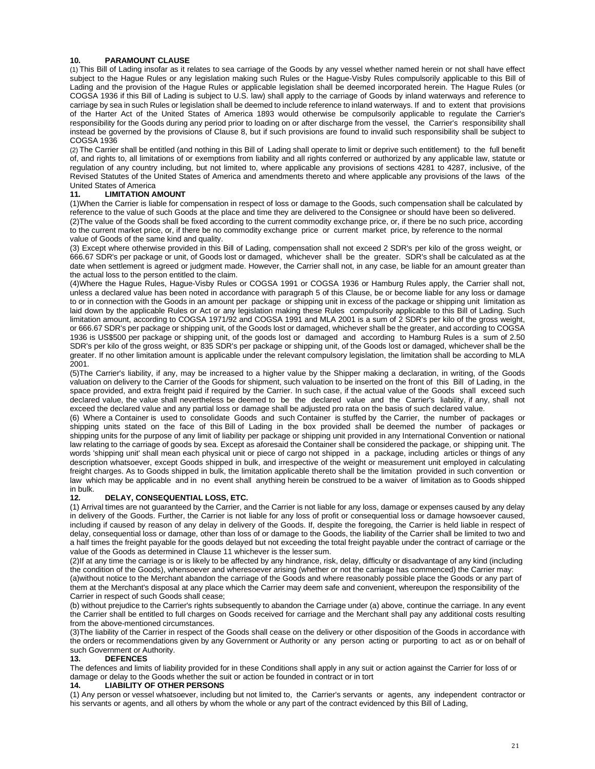## 10. PARAMOUNT CLAUSE

(1) This Bill of Lading insofar as it relates to sea carriage of the Goods by any vessel whether named herein or not shall have effect subject to the Hague Rules or any legislation making such Rules or the Hague-Visby Rules compulsorily applicable to this Bill of Lading and the provision of the Hague Rules or applicable legislation shall be deemed incorporated herein. The Hague Rules (or COGSA 1936 if this Bill of Lading is subject to U.S. law) shall apply to the carriage of Goods by inland waterways and reference to carriage by sea in such Rules or legislation shall be deemed to include reference to inland waterways. If and to extent that provisions of the Harter Act of the United States of America 1893 would otherwise be compulsorily applicable to regulate the Carrier's responsibility for the Goods during any period prior to loading on or after discharge from the vessel, the Carrier's responsibility shall instead be governed by the provisions of Clause 8, but if such provisions are found to invalid such responsibility shall be subject to COGSA 1936

(2) The Carrier shall be entitled (and nothing in this Bill of Lading shall operate to limit or deprive such entitlement) to the full benefit of, and rights to, all limitations of or exemptions from liability and all rights conferred or authorized by any applicable law, statute or regulation of any country including, but not limited to, where applicable any provisions of sections 4281 to 4287, inclusive, of the Revised Statutes of the United States of America and amendments thereto and where applicable any provisions of the laws of the United States of America

## 11. LIMITATION AMOUNT

(1)When the Carrier is liable for compensation in respect of loss or damage to the Goods, such compensation shall be calculated by reference to the value of such Goods at the place and time they are delivered to the Consignee or should have been so delivered.

(2)The value of the Goods shall be fixed according to the current commodity exchange price, or, if there be no such price, according to the current market price, or, if there be no commodity exchange price or current market price, by reference to the normal value of Goods of the same kind and quality.

(3) Except where otherwise provided in this Bill of Lading, compensation shall not exceed 2 SDR's per kilo of the gross weight, or 666.67 SDR's per package or unit, of Goods lost or damaged, whichever shall be the greater. SDR's shall be calculated as at the date when settlement is agreed or judgment made. However, the Carrier shall not, in any case, be liable for an amount greater than the actual loss to the person entitled to the claim.

(4)Where the Hague Rules, Hague-Visby Rules or COGSA 1991 or COGSA 1936 or Hamburg Rules apply, the Carrier shall not, unless a declared value has been noted in accordance with paragraph 5 of this Clause, be or become liable for any loss or damage to or in connection with the Goods in an amount per package or shipping unit in excess of the package or shipping unit limitation as laid down by the applicable Rules or Act or any legislation making these Rules compulsorily applicable to this Bill of Lading. Such limitation amount, according to COGSA 1971/92 and COGSA 1991 and MLA 2001 is a sum of 2 SDR's per kilo of the gross weight, or 666.67 SDR's per package or shipping unit, of the Goods lost or damaged, whichever shall be the greater, and according to COGSA 1936 is US$500 per package or shipping unit, of the goods lost or damaged and according to Hamburg Rules is a sum of 2.50 SDR's per kilo of the gross weight, or 835 SDR's per package or shipping unit, of the Goods lost or damaged, whichever shall be the greater. If no other limitation amount is applicable under the relevant compulsory legislation, the limitation shall be according to MLA 2001.

(5)The Carrier's liability, if any, may be increased to a higher value by the Shipper making a declaration, in writing, of the Goods valuation on delivery to the Carrier of the Goods for shipment, such valuation to be inserted on the front of this Bill of Lading, in the space provided, and extra freight paid if required by the Carrier. In such case, if the actual value of the Goods shall exceed such declared value, the value shall nevertheless be deemed to be the declared value and the Carrier's liability, if any, shall not exceed the declared value and any partial loss or damage shall be adjusted pro rata on the basis of such declared value.

(6) Where a Container is used to consolidate Goods and such Container is stuffed by the Carrier, the number of packages or shipping units stated on the face of this Bill of Lading in the box provided shall be deemed the number of packages or shipping units for the purpose of any limit of liability per package or shipping unit provided in any International Convention or national law relating to the carriage of goods by sea. Except as aforesaid the Container shall be considered the package, or shipping unit. The words 'shipping unit' shall mean each physical unit or piece of cargo not shipped in a package, including articles or things of any description whatsoever, except Goods shipped in bulk, and irrespective of the weight or measurement unit employed in calculating freight charges. As to Goods shipped in bulk, the limitation applicable thereto shall be the limitation provided in such convention or law which may be applicable and in no event shall anything herein be construed to be a waiver of limitation as to Goods shipped in bulk.

## 12. DELAY, CONSEQUENTIAL LOSS, ETC.

(1) Arrival times are not guaranteed by the Carrier, and the Carrier is not liable for any loss, damage or expenses caused by any delay in delivery of the Goods. Further, the Carrier is not liable for any loss of profit or consequential loss or damage howsoever caused, including if caused by reason of any delay in delivery of the Goods. If, despite the foregoing, the Carrier is held liable in respect of delay, consequential loss or damage, other than loss of or damage to the Goods, the liability of the Carrier shall be limited to two and a half times the freight payable for the goods delayed but not exceeding the total freight payable under the contract of carriage or the value of the Goods as determined in Clause 11 whichever is the lesser sum.

(2)If at any time the carriage is or is likely to be affected by any hindrance, risk, delay, difficulty or disadvantage of any kind (including the condition of the Goods), whensoever and wheresoever arising (whether or not the carriage has commenced) the Carrier may:

(a)without notice to the Merchant abandon the carriage of the Goods and where reasonably possible place the Goods or any part of them at the Merchant's disposal at any place which the Carrier may deem safe and convenient, whereupon the responsibility of the Carrier in respect of such Goods shall cease;

(b) without prejudice to the Carrier's rights subsequently to abandon the Carriage under (a) above, continue the carriage. In any event the Carrier shall be entitled to full charges on Goods received for carriage and the Merchant shall pay any additional costs resulting from the above-mentioned circumstances.

(3)The liability of the Carrier in respect of the Goods shall cease on the delivery or other disposition of the Goods in accordance with the orders or recommendations given by any Government or Authority or any person acting or purporting to act as or on behalf of such Government or Authority.

## 13. DEFENCES

The defences and limits of liability provided for in these Conditions shall apply in any suit or action against the Carrier for loss of or damage or delay to the Goods whether the suit or action be founded in contract or in tort

## 14. LIABILITY OF OTHER PERSONS

(1) Any person or vessel whatsoever, including but not limited to, the Carrier's servants or agents, any independent contractor or his servants or agents, and all others by whom the whole or any part of the contract evidenced by this Bill of Lading,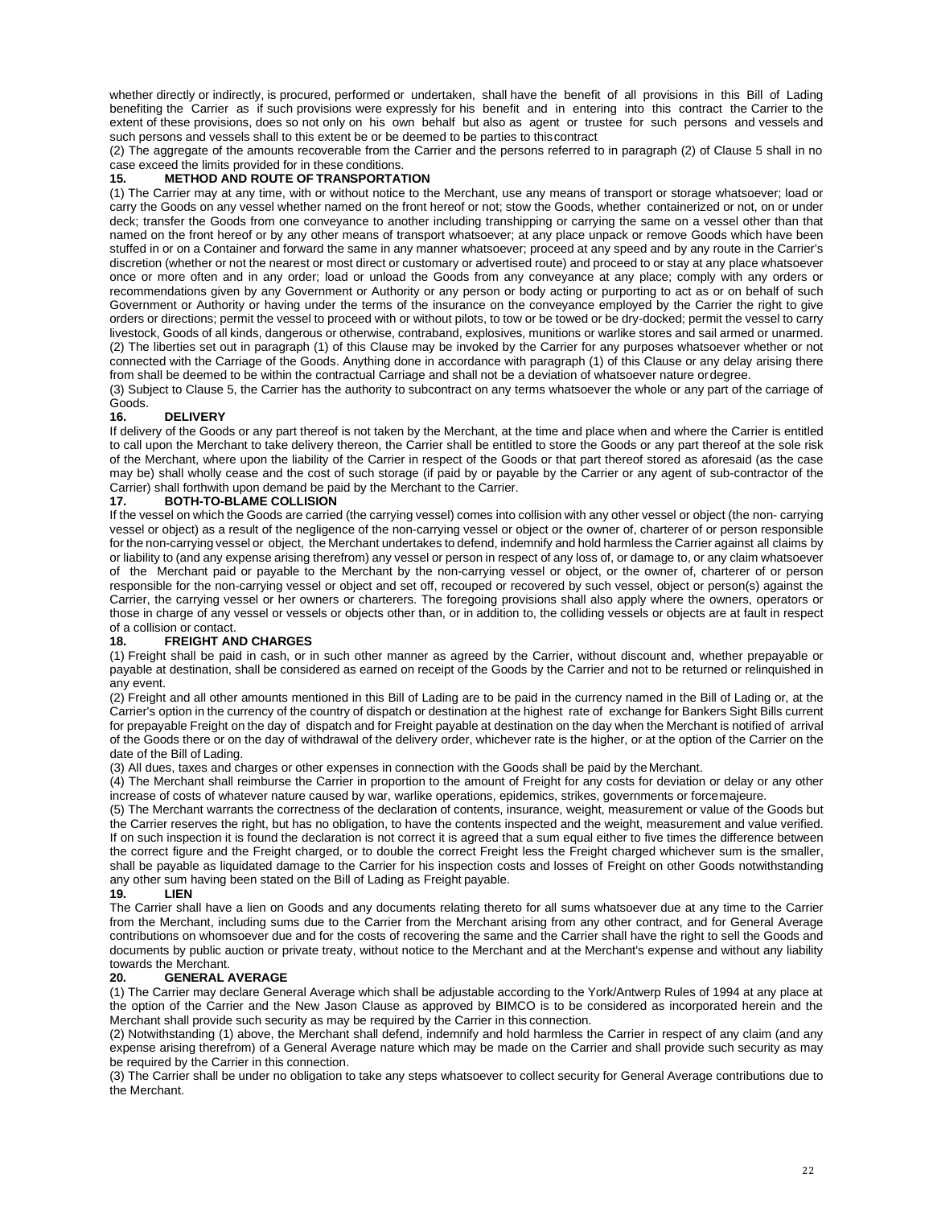whether directly or indirectly, is procured, performed or undertaken, shall have the benefit of all provisions in this Bill of Lading benefiting the Carrier as if such provisions were expressly for his benefit and in entering into this contract the Carrier to the extent of these provisions, does so not only on his own behalf but also as agent or trustee for such persons and vessels and such persons and vessels shall to this extent be or be deemed to be parties to this contract

(2) The aggregate of the amounts recoverable from the Carrier and the persons referred to in paragraph (2) of Clause 5 shall in no case exceed the limits provided for in these conditions.

### 15. METHOD AND ROUTE OF TRANSPORTATION

(1) The Carrier may at any time, with or without notice to the Merchant, use any means of transport or storage whatsoever; load or carry the Goods on any vessel whether named on the front hereof or not; stow the Goods, whether containerized or not, on or under deck; transfer the Goods from one conveyance to another including transhipping or carrying the same on a vessel other than that named on the front hereof or by any other means of transport whatsoever; at any place unpack or remove Goods which have been stuffed in or on a Container and forward the same in any manner whatsoever; proceed at any speed and by any route in the Carrier's discretion (whether or not the nearest or most direct or customary or advertised route) and proceed to or stay at any place whatsoever once or more often and in any order; load or unload the Goods from any conveyance at any place; comply with any orders or recommendations given by any Government or Authority or any person or body acting or purporting to act as or on behalf of such Government or Authority or having under the terms of the insurance on the conveyance employed by the Carrier the right to give orders or directions; permit the vessel to proceed with or without pilots, to tow or be towed or be dry-docked; permit the vessel to carry livestock, Goods of all kinds, dangerous or otherwise, contraband, explosives, munitions or warlike stores and sail armed or unarmed.

(2) The liberties set out in paragraph (1) of this Clause may be invoked by the Carrier for any purposes whatsoever whether or not connected with the Carriage of the Goods. Anything done in accordance with paragraph (1) of this Clause or any delay arising there from shall be deemed to be within the contractual Carriage and shall not be a deviation of whatsoever nature or degree.

(3) Subject to Clause 5, the Carrier has the authority to subcontract on any terms whatsoever the whole or any part of the carriage of Goods.

### 16. DELIVERY

If delivery of the Goods or any part thereof is not taken by the Merchant, at the time and place when and where the Carrier is entitled to call upon the Merchant to take delivery thereon, the Carrier shall be entitled to store the Goods or any part thereof at the sole risk of the Merchant, where upon the liability of the Carrier in respect of the Goods or that part thereof stored as aforesaid (as the case may be) shall wholly cease and the cost of such storage (if paid by or payable by the Carrier or any agent of sub-contractor of the Carrier) shall forthwith upon demand be paid by the Merchant to the Carrier.

### 17. BOTH-TO-BLAME COLLISION

If the vessel on which the Goods are carried (the carrying vessel) comes into collision with any other vessel or object (the non- carrying vessel or object) as a result of the negligence of the non-carrying vessel or object or the owner of, charterer of or person responsible for the non-carrying vessel or object, the Merchant undertakes to defend, indemnify and hold harmless the Carrier against all claims by or liability to (and any expense arising therefrom) any vessel or person in respect of any loss of, or damage to, or any claim whatsoever of the Merchant paid or payable to the Merchant by the non-carrying vessel or object, or the owner of, charterer of or person responsible for the non-carrying vessel or object and set off, recouped or recovered by such vessel, object or person(s) against the Carrier, the carrying vessel or her owners or charterers. The foregoing provisions shall also apply where the owners, operators or those in charge of any vessel or vessels or objects other than, or in addition to, the colliding vessels or objects are at fault in respect of a collision or contact.

### 18. FREIGHT AND CHARGES

(1) Freight shall be paid in cash, or in such other manner as agreed by the Carrier, without discount and, whether prepayable or payable at destination, shall be considered as earned on receipt of the Goods by the Carrier and not to be returned or relinquished in any event.

(2) Freight and all other amounts mentioned in this Bill of Lading are to be paid in the currency named in the Bill of Lading or, at the Carrier's option in the currency of the country of dispatch or destination at the highest rate of exchange for Bankers Sight Bills current for prepayable Freight on the day of dispatch and for Freight payable at destination on the day when the Merchant is notified of arrival of the Goods there or on the day of withdrawal of the delivery order, whichever rate is the higher, or at the option of the Carrier on the date of the Bill of Lading.

(3) All dues, taxes and charges or other expenses in connection with the Goods shall be paid by the Merchant.

(4) The Merchant shall reimburse the Carrier in proportion to the amount of Freight for any costs for deviation or delay or any other increase of costs of whatever nature caused by war, warlike operations, epidemics, strikes, governments or force majeure.

(5) The Merchant warrants the correctness of the declaration of contents, insurance, weight, measurement or value of the Goods but the Carrier reserves the right, but has no obligation, to have the contents inspected and the weight, measurement and value verified. If on such inspection it is found the declaration is not correct it is agreed that a sum equal either to five times the difference between the correct figure and the Freight charged, or to double the correct Freight less the Freight charged whichever sum is the smaller, shall be payable as liquidated damage to the Carrier for his inspection costs and losses of Freight on other Goods notwithstanding any other sum having been stated on the Bill of Lading as Freight payable.

### 19. LIEN

The Carrier shall have a lien on Goods and any documents relating thereto for all sums whatsoever due at any time to the Carrier from the Merchant, including sums due to the Carrier from the Merchant arising from any other contract, and for General Average contributions on whomsoever due and for the costs of recovering the same and the Carrier shall have the right to sell the Goods and documents by public auction or private treaty, without notice to the Merchant and at the Merchant's expense and without any liability towards the Merchant.

### 20. GENERAL AVERAGE

(1) The Carrier may declare General Average which shall be adjustable according to the York/Antwerp Rules of 1994 at any place at the option of the Carrier and the New Jason Clause as approved by BIMCO is to be considered as incorporated herein and the Merchant shall provide such security as may be required by the Carrier in this connection.

(2) Notwithstanding (1) above, the Merchant shall defend, indemnify and hold harmless the Carrier in respect of any claim (and any expense arising therefrom) of a General Average nature which may be made on the Carrier and shall provide such security as may be required by the Carrier in this connection.

(3) The Carrier shall be under no obligation to take any steps whatsoever to collect security for General Average contributions due to the Merchant.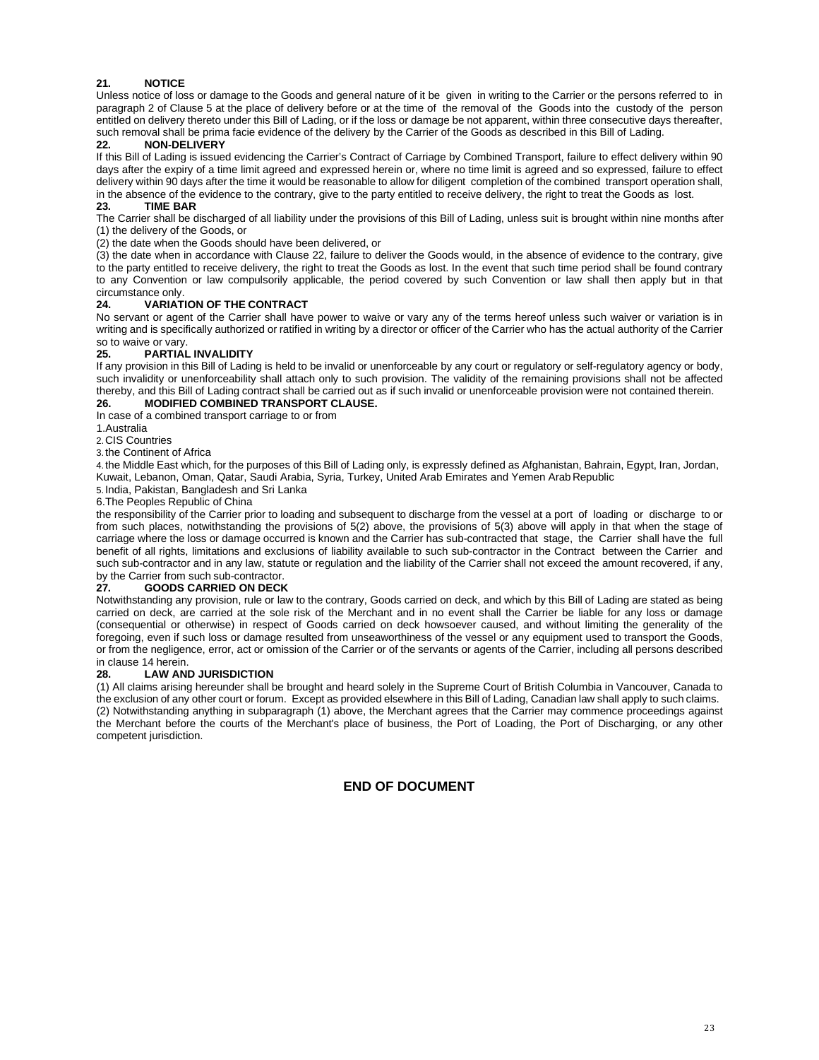**21. NOTICE**

Unless notice of loss or damage to the Goods and general nature of it be given in writing to the Carrier or the persons referred to in paragraph 2 of Clause 5 at the place of delivery before or at the time of the removal of the Goods into the custody of the person entitled on delivery thereto under this Bill of Lading, or if the loss or damage be not apparent, within three consecutive days thereafter, such removal shall be prima facie evidence of the delivery by the Carrier of the Goods as described in this Bill of Lading.

**22. NON-DELIVERY**

If this Bill of Lading is issued evidencing the Carrier's Contract of Carriage by Combined Transport, failure to effect delivery within 90 days after the expiry of a time limit agreed and expressed herein or, where no time limit is agreed and so expressed, failure to effect delivery within 90 days after the time it would be reasonable to allow for diligent completion of the combined transport operation shall, in the absence of the evidence to the contrary, give to the party entitled to receive delivery, the right to treat the Goods as lost.

**23. TIME BAR**

The Carrier shall be discharged of all liability under the provisions of this Bill of Lading, unless suit is brought within nine months after
(1) the delivery of the Goods, or
(2) the date when the Goods should have been delivered, or
(3) the date when in accordance with Clause 22, failure to deliver the Goods would, in the absence of evidence to the contrary, give to the party entitled to receive delivery, the right to treat the Goods as lost. In the event that such time period shall be found contrary to any Convention or law compulsorily applicable, the period covered by such Convention or law shall then apply but in that circumstance only.

**24. VARIATION OF THE CONTRACT**

No servant or agent of the Carrier shall have power to waive or vary any of the terms hereof unless such waiver or variation is in writing and is specifically authorized or ratified in writing by a director or officer of the Carrier who has the actual authority of the Carrier so to waive or vary.

**25. PARTIAL INVALIDITY**

If any provision in this Bill of Lading is held to be invalid or unenforceable by any court or regulatory or self-regulatory agency or body, such invalidity or unenforceability shall attach only to such provision. The validity of the remaining provisions shall not be affected thereby, and this Bill of Lading contract shall be carried out as if such invalid or unenforceable provision were not contained therein.

**26. MODIFIED COMBINED TRANSPORT CLAUSE.**

In case of a combined transport carriage to or from

1. Australia
2. CIS Countries
3. the Continent of Africa
4. the Middle East which, for the purposes of this Bill of Lading only, is expressly defined as Afghanistan, Bahrain, Egypt, Iran, Jordan, Kuwait, Lebanon, Oman, Qatar, Saudi Arabia, Syria, Turkey, United Arab Emirates and Yemen Arab Republic
5. India, Pakistan, Bangladesh and Sri Lanka
6. The Peoples Republic of China

the responsibility of the Carrier prior to loading and subsequent to discharge from the vessel at a port of loading or discharge to or from such places, notwithstanding the provisions of 5(2) above, the provisions of 5(3) above will apply in that when the stage of carriage where the loss or damage occurred is known and the Carrier has sub-contracted that stage, the Carrier shall have the full benefit of all rights, limitations and exclusions of liability available to such sub-contractor in the Contract between the Carrier and such sub-contractor and in any law, statute or regulation and the liability of the Carrier shall not exceed the amount recovered, if any, by the Carrier from such sub-contractor.

**27. GOODS CARRIED ON DECK**

Notwithstanding any provision, rule or law to the contrary, Goods carried on deck, and which by this Bill of Lading are stated as being carried on deck, are carried at the sole risk of the Merchant and in no event shall the Carrier be liable for any loss or damage (consequential or otherwise) in respect of Goods carried on deck howsoever caused, and without limiting the generality of the foregoing, even if such loss or damage resulted from unseaworthiness of the vessel or any equipment used to transport the Goods, or from the negligence, error, act or omission of the Carrier or of the servants or agents of the Carrier, including all persons described in clause 14 herein.

**28. LAW AND JURISDICTION**

(1) All claims arising hereunder shall be brought and heard solely in the Supreme Court of British Columbia in Vancouver, Canada to the exclusion of any other court or forum. Except as provided elsewhere in this Bill of Lading, Canadian law shall apply to such claims.
(2) Notwithstanding anything in subparagraph (1) above, the Merchant agrees that the Carrier may commence proceedings against the Merchant before the courts of the Merchant's place of business, the Port of Loading, the Port of Discharging, or any other competent jurisdiction.

**END OF DOCUMENT**